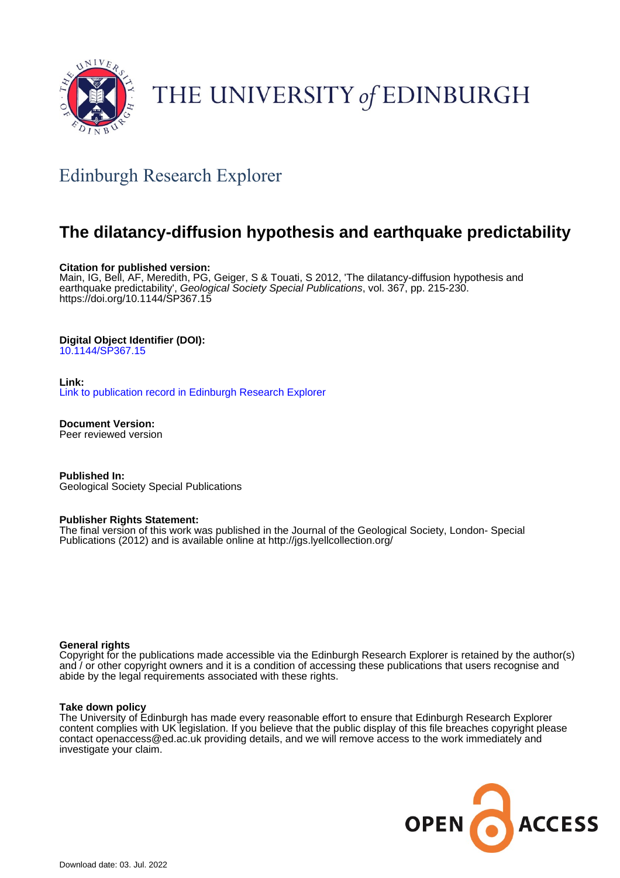THE UNIVERSITY *of* EDINBURGH

## Edinburgh Research Explorer

# The dilatancy-diffusion hypothesis and earthquake predictability

**Citation for published version:**
Main, IG, Bell, AF, Meredith, PG, Geiger, S & Touati, S 2012, 'The dilatancy-diffusion hypothesis and earthquake predictability', *Geological Society Special Publications*, vol. 367, pp. 215-230. https://doi.org/10.1144/SP367.15

**Digital Object Identifier (DOI):**
10.1144/SP367.15

**Link:**
Link to publication record in Edinburgh Research Explorer

**Document Version:**
Peer reviewed version

**Published In:**
Geological Society Special Publications

**Publisher Rights Statement:**
The final version of this work was published in the Journal of the Geological Society, London- Special Publications (2012) and is available online at http://jgs.lyellcollection.org/

**General rights**
Copyright for the publications made accessible via the Edinburgh Research Explorer is retained by the author(s) and / or other copyright owners and it is a condition of accessing these publications that users recognise and abide by the legal requirements associated with these rights.

**Take down policy**
The University of Edinburgh has made every reasonable effort to ensure that Edinburgh Research Explorer content complies with UK legislation. If you believe that the public display of this file breaches copyright please contact openaccess@ed.ac.uk providing details, and we will remove access to the work immediately and investigate your claim.

OPEN ACCESS

Download date: 03. Jul. 2022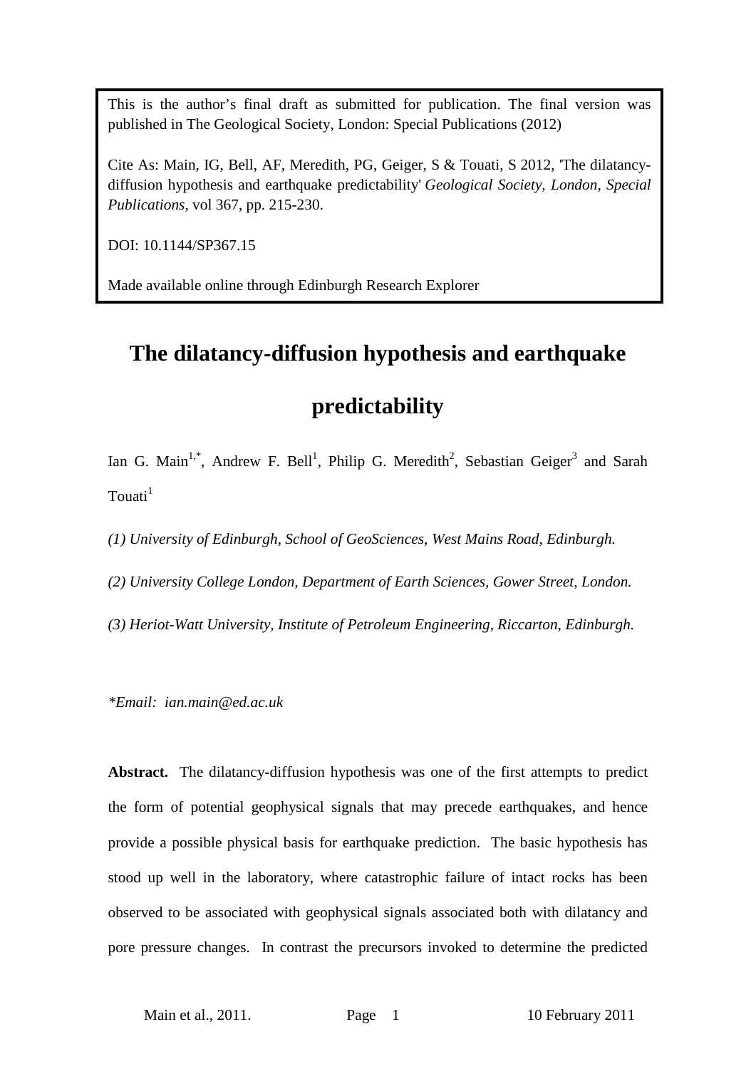This is the author's final draft as submitted for publication. The final version was published in The Geological Society, London: Special Publications (2012)

Cite As: Main, IG, Bell, AF, Meredith, PG, Geiger, S & Touati, S 2012, 'The dilatancy-diffusion hypothesis and earthquake predictability' *Geological Society, London, Special Publications*, vol 367, pp. 215-230.

DOI: 10.1144/SP367.15

Made available online through Edinburgh Research Explorer

# The dilatancy-diffusion hypothesis and earthquake predictability

Ian G. Main[1,*], Andrew F. Bell[1], Philip G. Meredith[2], Sebastian Geiger[3] and Sarah Touati[1]

*(1) University of Edinburgh, School of GeoSciences, West Mains Road, Edinburgh.*

*(2) University College London, Department of Earth Sciences, Gower Street, London.*

*(3) Heriot-Watt University, Institute of Petroleum Engineering, Riccarton, Edinburgh.*

**Email: ian.main@ed.ac.uk*

**Abstract.** The dilatancy-diffusion hypothesis was one of the first attempts to predict the form of potential geophysical signals that may precede earthquakes, and hence provide a possible physical basis for earthquake prediction. The basic hypothesis has stood up well in the laboratory, where catastrophic failure of intact rocks has been observed to be associated with geophysical signals associated both with dilatancy and pore pressure changes. In contrast the precursors invoked to determine the predicted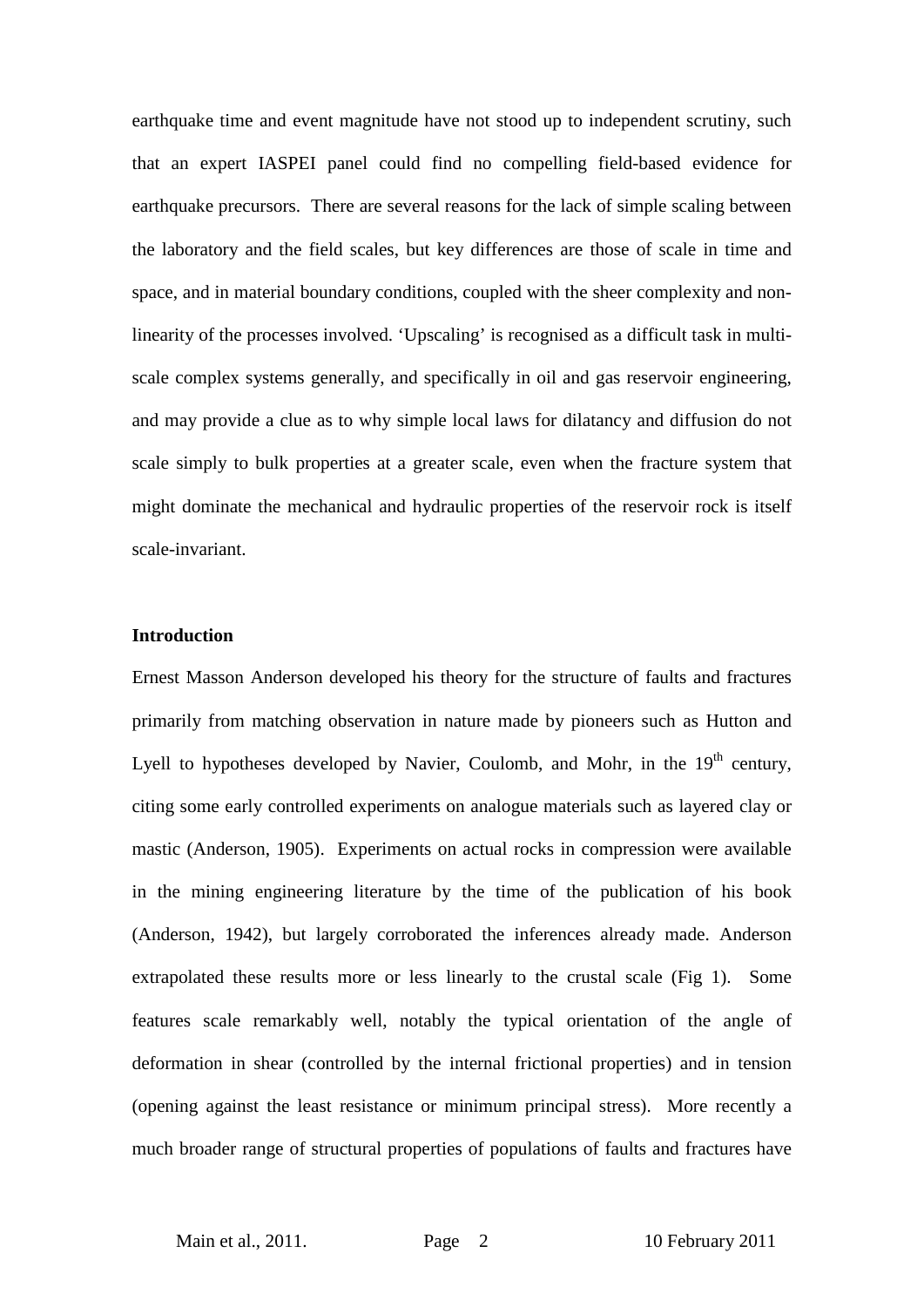earthquake time and event magnitude have not stood up to independent scrutiny, such that an expert IASPEI panel could find no compelling field-based evidence for earthquake precursors. There are several reasons for the lack of simple scaling between the laboratory and the field scales, but key differences are those of scale in time and space, and in material boundary conditions, coupled with the sheer complexity and non-linearity of the processes involved. 'Upscaling' is recognised as a difficult task in multi-scale complex systems generally, and specifically in oil and gas reservoir engineering, and may provide a clue as to why simple local laws for dilatancy and diffusion do not scale simply to bulk properties at a greater scale, even when the fracture system that might dominate the mechanical and hydraulic properties of the reservoir rock is itself scale-invariant.

**Introduction**

Ernest Masson Anderson developed his theory for the structure of faults and fractures primarily from matching observation in nature made by pioneers such as Hutton and Lyell to hypotheses developed by Navier, Coulomb, and Mohr, in the 19th century, citing some early controlled experiments on analogue materials such as layered clay or mastic (Anderson, 1905). Experiments on actual rocks in compression were available in the mining engineering literature by the time of the publication of his book (Anderson, 1942), but largely corroborated the inferences already made. Anderson extrapolated these results more or less linearly to the crustal scale (Fig 1). Some features scale remarkably well, notably the typical orientation of the angle of deformation in shear (controlled by the internal frictional properties) and in tension (opening against the least resistance or minimum principal stress). More recently a much broader range of structural properties of populations of faults and fractures have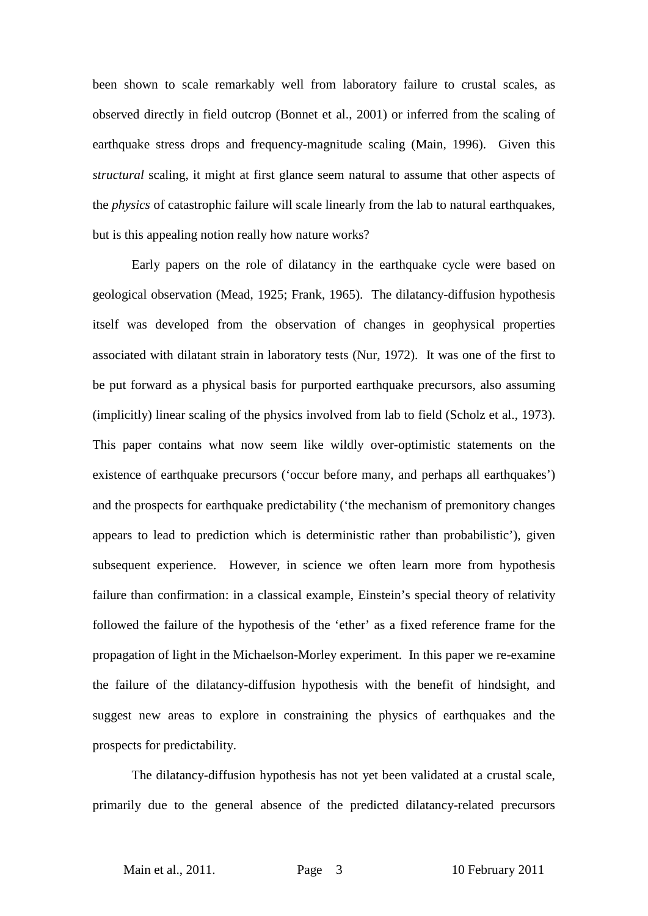been shown to scale remarkably well from laboratory failure to crustal scales, as observed directly in field outcrop (Bonnet et al., 2001) or inferred from the scaling of earthquake stress drops and frequency-magnitude scaling (Main, 1996). Given this *structural* scaling, it might at first glance seem natural to assume that other aspects of the *physics* of catastrophic failure will scale linearly from the lab to natural earthquakes, but is this appealing notion really how nature works?

Early papers on the role of dilatancy in the earthquake cycle were based on geological observation (Mead, 1925; Frank, 1965). The dilatancy-diffusion hypothesis itself was developed from the observation of changes in geophysical properties associated with dilatant strain in laboratory tests (Nur, 1972). It was one of the first to be put forward as a physical basis for purported earthquake precursors, also assuming (implicitly) linear scaling of the physics involved from lab to field (Scholz et al., 1973). This paper contains what now seem like wildly over-optimistic statements on the existence of earthquake precursors ('occur before many, and perhaps all earthquakes') and the prospects for earthquake predictability ('the mechanism of premonitory changes appears to lead to prediction which is deterministic rather than probabilistic'), given subsequent experience. However, in science we often learn more from hypothesis failure than confirmation: in a classical example, Einstein's special theory of relativity followed the failure of the hypothesis of the 'ether' as a fixed reference frame for the propagation of light in the Michaelson-Morley experiment. In this paper we re-examine the failure of the dilatancy-diffusion hypothesis with the benefit of hindsight, and suggest new areas to explore in constraining the physics of earthquakes and the prospects for predictability.

The dilatancy-diffusion hypothesis has not yet been validated at a crustal scale, primarily due to the general absence of the predicted dilatancy-related precursors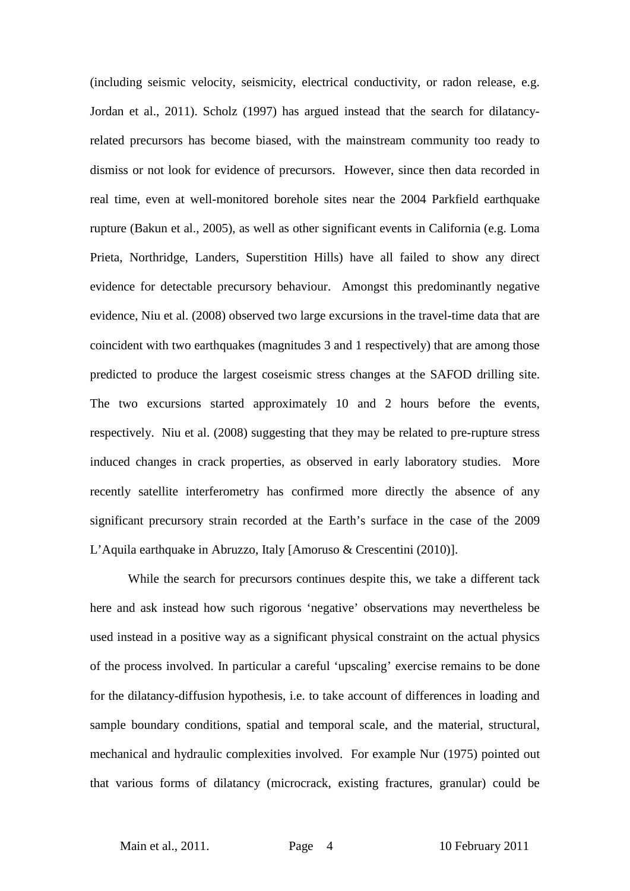(including seismic velocity, seismicity, electrical conductivity, or radon release, e.g. Jordan et al., 2011). Scholz (1997) has argued instead that the search for dilatancy-related precursors has become biased, with the mainstream community too ready to dismiss or not look for evidence of precursors. However, since then data recorded in real time, even at well-monitored borehole sites near the 2004 Parkfield earthquake rupture (Bakun et al., 2005), as well as other significant events in California (e.g. Loma Prieta, Northridge, Landers, Superstition Hills) have all failed to show any direct evidence for detectable precursory behaviour. Amongst this predominantly negative evidence, Niu et al. (2008) observed two large excursions in the travel-time data that are coincident with two earthquakes (magnitudes 3 and 1 respectively) that are among those predicted to produce the largest coseismic stress changes at the SAFOD drilling site. The two excursions started approximately 10 and 2 hours before the events, respectively. Niu et al. (2008) suggesting that they may be related to pre-rupture stress induced changes in crack properties, as observed in early laboratory studies. More recently satellite interferometry has confirmed more directly the absence of any significant precursory strain recorded at the Earth's surface in the case of the 2009 L'Aquila earthquake in Abruzzo, Italy [Amoruso & Crescentini (2010)].

While the search for precursors continues despite this, we take a different tack here and ask instead how such rigorous 'negative' observations may nevertheless be used instead in a positive way as a significant physical constraint on the actual physics of the process involved. In particular a careful 'upscaling' exercise remains to be done for the dilatancy-diffusion hypothesis, i.e. to take account of differences in loading and sample boundary conditions, spatial and temporal scale, and the material, structural, mechanical and hydraulic complexities involved. For example Nur (1975) pointed out that various forms of dilatancy (microcrack, existing fractures, granular) could be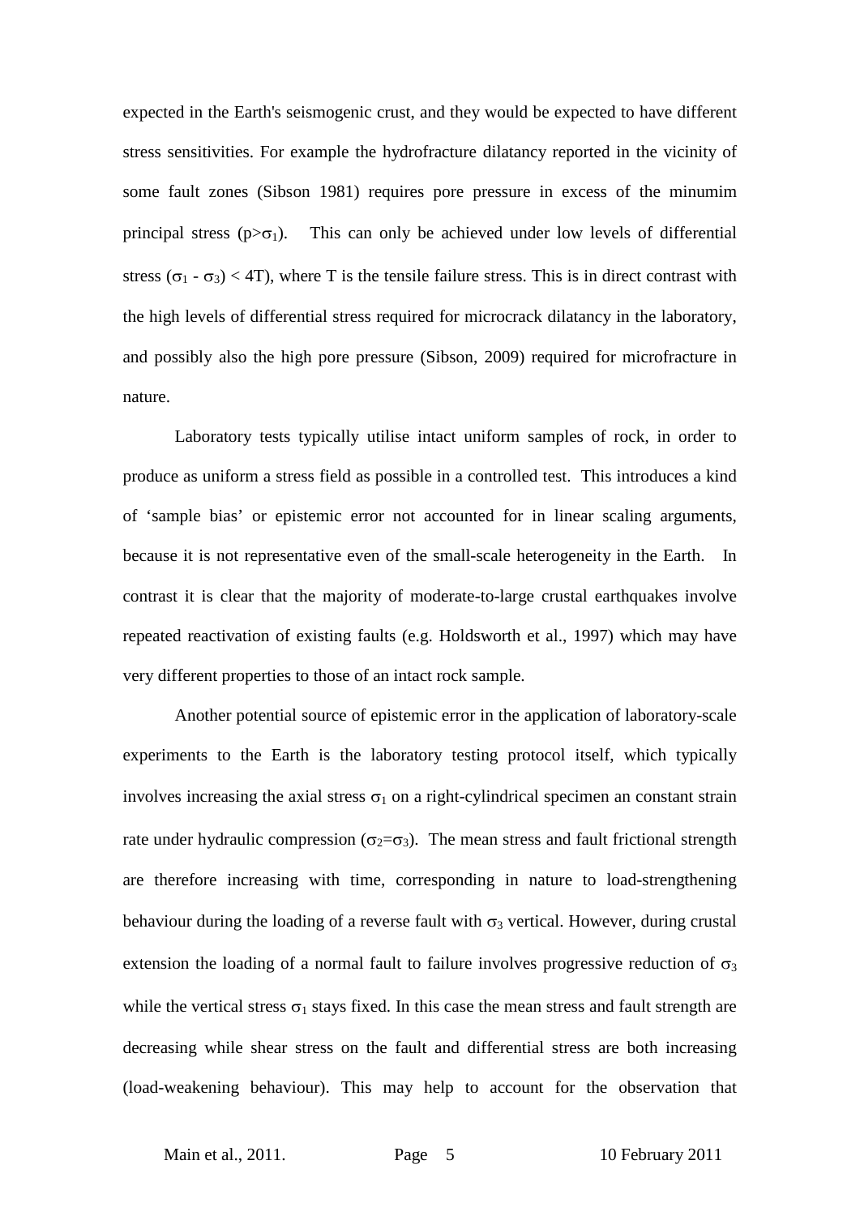expected in the Earth's seismogenic crust, and they would be expected to have different stress sensitivities. For example the hydrofracture dilatancy reported in the vicinity of some fault zones (Sibson 1981) requires pore pressure in excess of the minumim principal stress ($p>\sigma_1$). This can only be achieved under low levels of differential stress ($\sigma_1$ - $\sigma_3$) < 4T), where T is the tensile failure stress. This is in direct contrast with the high levels of differential stress required for microcrack dilatancy in the laboratory, and possibly also the high pore pressure (Sibson, 2009) required for microfracture in nature.

Laboratory tests typically utilise intact uniform samples of rock, in order to produce as uniform a stress field as possible in a controlled test. This introduces a kind of 'sample bias' or epistemic error not accounted for in linear scaling arguments, because it is not representative even of the small-scale heterogeneity in the Earth. In contrast it is clear that the majority of moderate-to-large crustal earthquakes involve repeated reactivation of existing faults (e.g. Holdsworth et al., 1997) which may have very different properties to those of an intact rock sample.

Another potential source of epistemic error in the application of laboratory-scale experiments to the Earth is the laboratory testing protocol itself, which typically involves increasing the axial stress $\sigma_1$ on a right-cylindrical specimen an constant strain rate under hydraulic compression ($\sigma_2=\sigma_3$). The mean stress and fault frictional strength are therefore increasing with time, corresponding in nature to load-strengthening behaviour during the loading of a reverse fault with $\sigma_3$ vertical. However, during crustal extension the loading of a normal fault to failure involves progressive reduction of $\sigma_3$ while the vertical stress $\sigma_1$ stays fixed. In this case the mean stress and fault strength are decreasing while shear stress on the fault and differential stress are both increasing (load-weakening behaviour). This may help to account for the observation that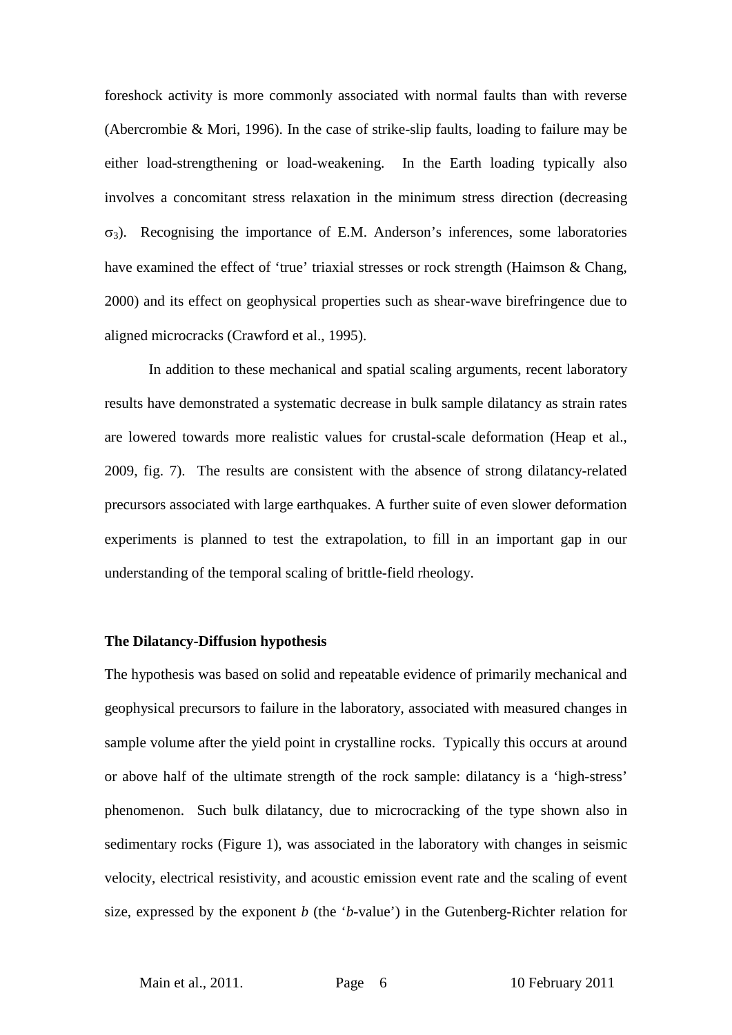foreshock activity is more commonly associated with normal faults than with reverse (Abercrombie & Mori, 1996). In the case of strike-slip faults, loading to failure may be either load-strengthening or load-weakening. In the Earth loading typically also involves a concomitant stress relaxation in the minimum stress direction (decreasing $\sigma_3$). Recognising the importance of E.M. Anderson's inferences, some laboratories have examined the effect of 'true' triaxial stresses or rock strength (Haimson & Chang, 2000) and its effect on geophysical properties such as shear-wave birefringence due to aligned microcracks (Crawford et al., 1995).

In addition to these mechanical and spatial scaling arguments, recent laboratory results have demonstrated a systematic decrease in bulk sample dilatancy as strain rates are lowered towards more realistic values for crustal-scale deformation (Heap et al., 2009, fig. 7). The results are consistent with the absence of strong dilatancy-related precursors associated with large earthquakes. A further suite of even slower deformation experiments is planned to test the extrapolation, to fill in an important gap in our understanding of the temporal scaling of brittle-field rheology.

**The Dilatancy-Diffusion hypothesis**

The hypothesis was based on solid and repeatable evidence of primarily mechanical and geophysical precursors to failure in the laboratory, associated with measured changes in sample volume after the yield point in crystalline rocks. Typically this occurs at around or above half of the ultimate strength of the rock sample: dilatancy is a 'high-stress' phenomenon. Such bulk dilatancy, due to microcracking of the type shown also in sedimentary rocks (Figure 1), was associated in the laboratory with changes in seismic velocity, electrical resistivity, and acoustic emission event rate and the scaling of event size, expressed by the exponent $b$ (the '$b$-value') in the Gutenberg-Richter relation for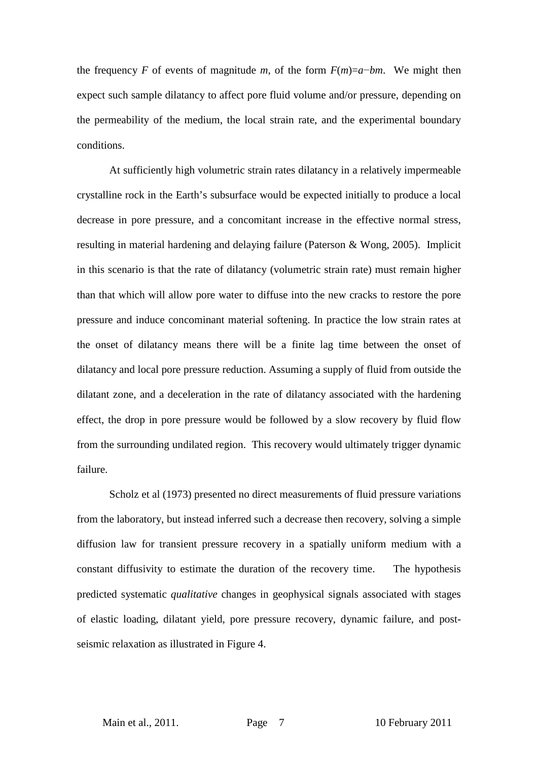the frequency $F$ of events of magnitude $m$, of the form $F(m)=a-bm$. We might then expect such sample dilatancy to affect pore fluid volume and/or pressure, depending on the permeability of the medium, the local strain rate, and the experimental boundary conditions.

At sufficiently high volumetric strain rates dilatancy in a relatively impermeable crystalline rock in the Earth's subsurface would be expected initially to produce a local decrease in pore pressure, and a concomitant increase in the effective normal stress, resulting in material hardening and delaying failure (Paterson & Wong, 2005). Implicit in this scenario is that the rate of dilatancy (volumetric strain rate) must remain higher than that which will allow pore water to diffuse into the new cracks to restore the pore pressure and induce concominant material softening. In practice the low strain rates at the onset of dilatancy means there will be a finite lag time between the onset of dilatancy and local pore pressure reduction. Assuming a supply of fluid from outside the dilatant zone, and a deceleration in the rate of dilatancy associated with the hardening effect, the drop in pore pressure would be followed by a slow recovery by fluid flow from the surrounding undilated region. This recovery would ultimately trigger dynamic failure.

Scholz et al (1973) presented no direct measurements of fluid pressure variations from the laboratory, but instead inferred such a decrease then recovery, solving a simple diffusion law for transient pressure recovery in a spatially uniform medium with a constant diffusivity to estimate the duration of the recovery time. The hypothesis predicted systematic *qualitative* changes in geophysical signals associated with stages of elastic loading, dilatant yield, pore pressure recovery, dynamic failure, and post-seismic relaxation as illustrated in Figure 4.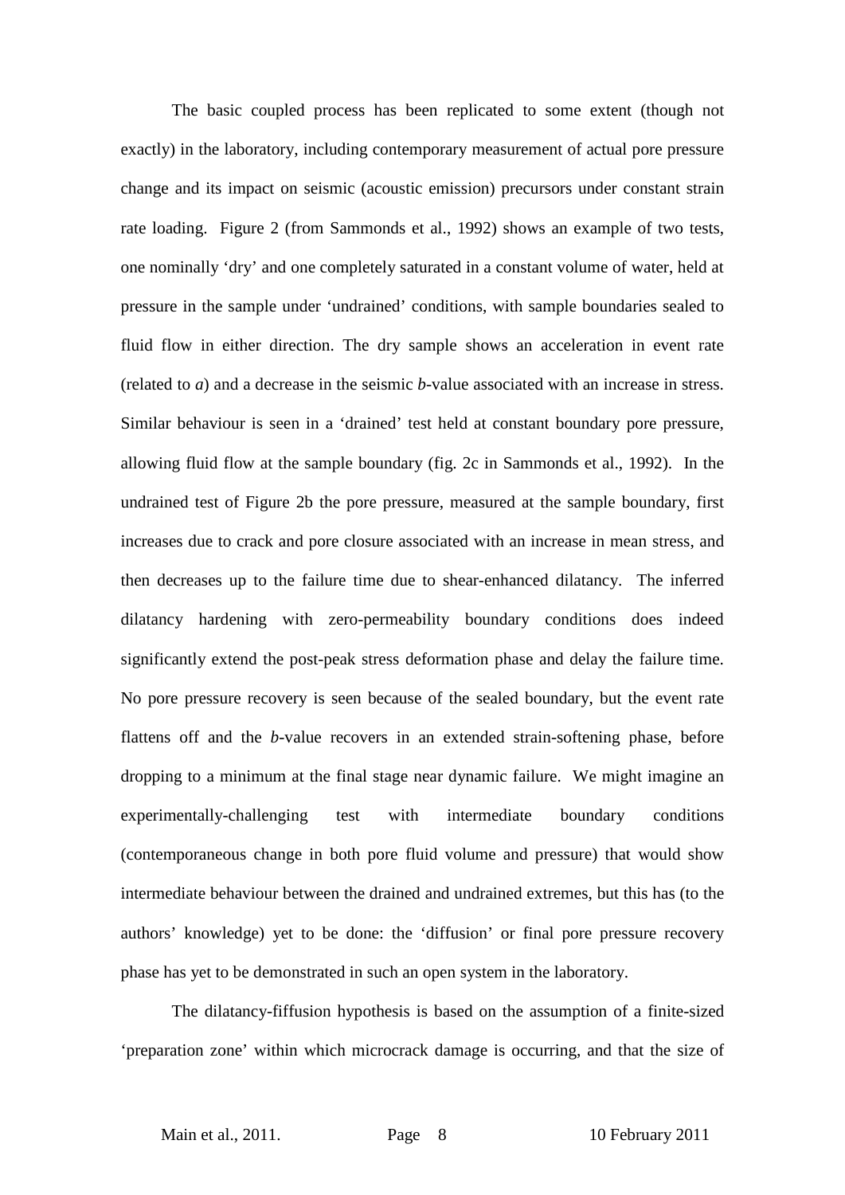The basic coupled process has been replicated to some extent (though not exactly) in the laboratory, including contemporary measurement of actual pore pressure change and its impact on seismic (acoustic emission) precursors under constant strain rate loading. Figure 2 (from Sammonds et al., 1992) shows an example of two tests, one nominally 'dry' and one completely saturated in a constant volume of water, held at pressure in the sample under 'undrained' conditions, with sample boundaries sealed to fluid flow in either direction. The dry sample shows an acceleration in event rate (related to *a*) and a decrease in the seismic *b*-value associated with an increase in stress. Similar behaviour is seen in a 'drained' test held at constant boundary pore pressure, allowing fluid flow at the sample boundary (fig. 2c in Sammonds et al., 1992). In the undrained test of Figure 2b the pore pressure, measured at the sample boundary, first increases due to crack and pore closure associated with an increase in mean stress, and then decreases up to the failure time due to shear-enhanced dilatancy. The inferred dilatancy hardening with zero-permeability boundary conditions does indeed significantly extend the post-peak stress deformation phase and delay the failure time. No pore pressure recovery is seen because of the sealed boundary, but the event rate flattens off and the *b*-value recovers in an extended strain-softening phase, before dropping to a minimum at the final stage near dynamic failure. We might imagine an experimentally-challenging test with intermediate boundary conditions (contemporaneous change in both pore fluid volume and pressure) that would show intermediate behaviour between the drained and undrained extremes, but this has (to the authors' knowledge) yet to be done: the 'diffusion' or final pore pressure recovery phase has yet to be demonstrated in such an open system in the laboratory.

The dilatancy-fiffusion hypothesis is based on the assumption of a finite-sized 'preparation zone' within which microcrack damage is occurring, and that the size of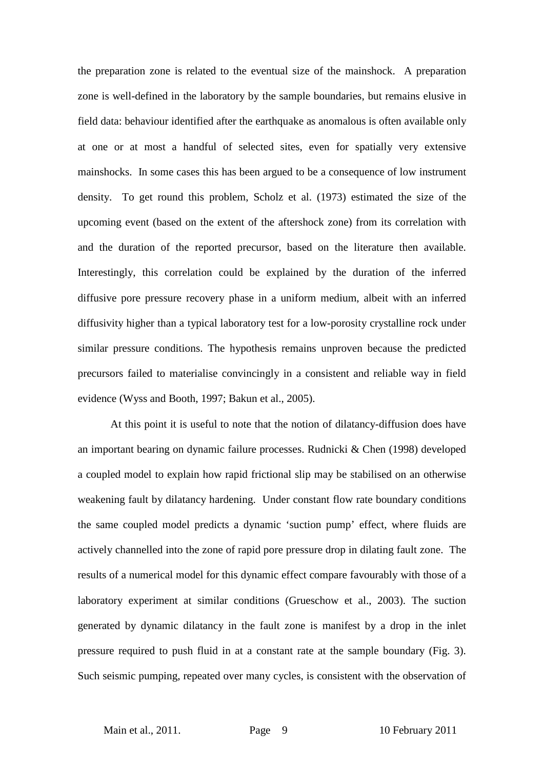the preparation zone is related to the eventual size of the mainshock. A preparation zone is well-defined in the laboratory by the sample boundaries, but remains elusive in field data: behaviour identified after the earthquake as anomalous is often available only at one or at most a handful of selected sites, even for spatially very extensive mainshocks. In some cases this has been argued to be a consequence of low instrument density. To get round this problem, Scholz et al. (1973) estimated the size of the upcoming event (based on the extent of the aftershock zone) from its correlation with and the duration of the reported precursor, based on the literature then available. Interestingly, this correlation could be explained by the duration of the inferred diffusive pore pressure recovery phase in a uniform medium, albeit with an inferred diffusivity higher than a typical laboratory test for a low-porosity crystalline rock under similar pressure conditions. The hypothesis remains unproven because the predicted precursors failed to materialise convincingly in a consistent and reliable way in field evidence (Wyss and Booth, 1997; Bakun et al., 2005).

At this point it is useful to note that the notion of dilatancy-diffusion does have an important bearing on dynamic failure processes. Rudnicki & Chen (1998) developed a coupled model to explain how rapid frictional slip may be stabilised on an otherwise weakening fault by dilatancy hardening. Under constant flow rate boundary conditions the same coupled model predicts a dynamic 'suction pump' effect, where fluids are actively channelled into the zone of rapid pore pressure drop in dilating fault zone. The results of a numerical model for this dynamic effect compare favourably with those of a laboratory experiment at similar conditions (Grueschow et al., 2003). The suction generated by dynamic dilatancy in the fault zone is manifest by a drop in the inlet pressure required to push fluid in at a constant rate at the sample boundary (Fig. 3). Such seismic pumping, repeated over many cycles, is consistent with the observation of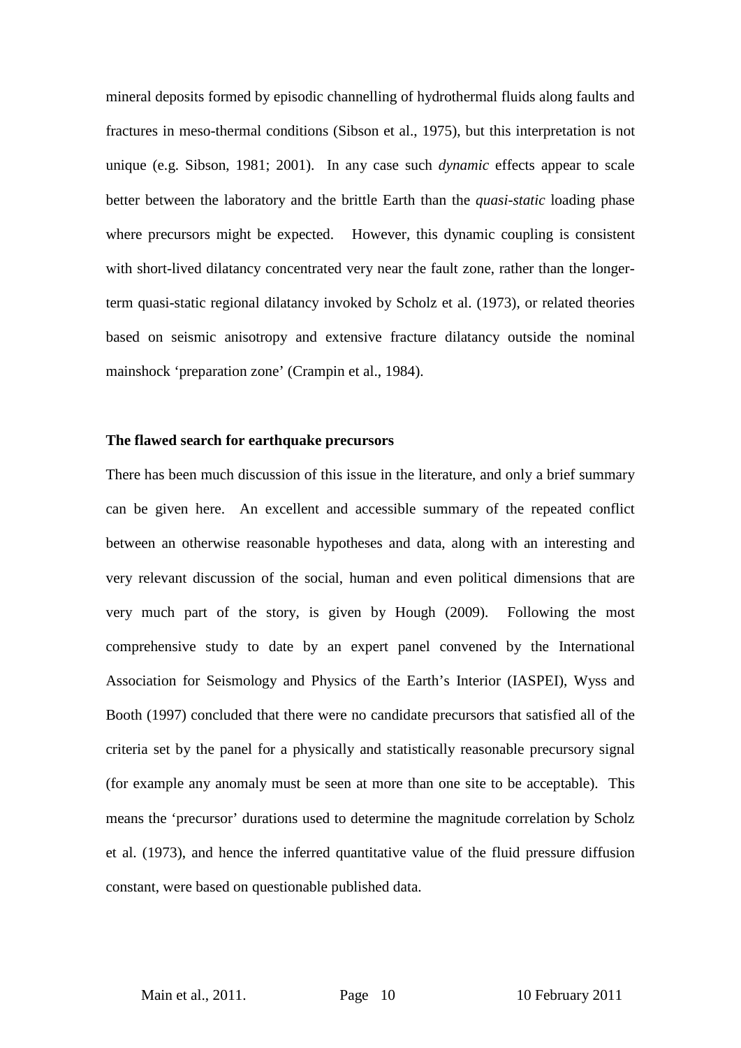mineral deposits formed by episodic channelling of hydrothermal fluids along faults and fractures in meso-thermal conditions (Sibson et al., 1975), but this interpretation is not unique (e.g. Sibson, 1981; 2001). In any case such *dynamic* effects appear to scale better between the laboratory and the brittle Earth than the *quasi-static* loading phase where precursors might be expected. However, this dynamic coupling is consistent with short-lived dilatancy concentrated very near the fault zone, rather than the longer-term quasi-static regional dilatancy invoked by Scholz et al. (1973), or related theories based on seismic anisotropy and extensive fracture dilatancy outside the nominal mainshock 'preparation zone' (Crampin et al., 1984).

**The flawed search for earthquake precursors**

There has been much discussion of this issue in the literature, and only a brief summary can be given here. An excellent and accessible summary of the repeated conflict between an otherwise reasonable hypotheses and data, along with an interesting and very relevant discussion of the social, human and even political dimensions that are very much part of the story, is given by Hough (2009). Following the most comprehensive study to date by an expert panel convened by the International Association for Seismology and Physics of the Earth's Interior (IASPEI), Wyss and Booth (1997) concluded that there were no candidate precursors that satisfied all of the criteria set by the panel for a physically and statistically reasonable precursory signal (for example any anomaly must be seen at more than one site to be acceptable). This means the 'precursor' durations used to determine the magnitude correlation by Scholz et al. (1973), and hence the inferred quantitative value of the fluid pressure diffusion constant, were based on questionable published data.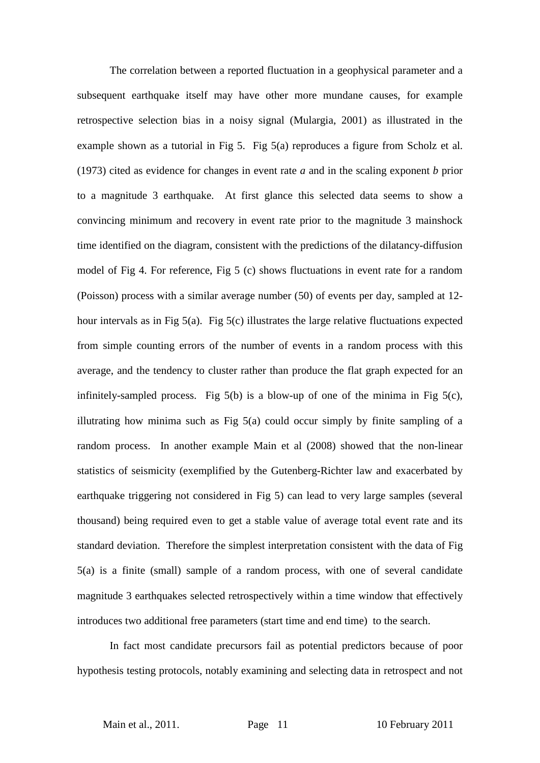The correlation between a reported fluctuation in a geophysical parameter and a subsequent earthquake itself may have other more mundane causes, for example retrospective selection bias in a noisy signal (Mulargia, 2001) as illustrated in the example shown as a tutorial in Fig 5. Fig 5(a) reproduces a figure from Scholz et al. (1973) cited as evidence for changes in event rate $a$ and in the scaling exponent $b$ prior to a magnitude 3 earthquake. At first glance this selected data seems to show a convincing minimum and recovery in event rate prior to the magnitude 3 mainshock time identified on the diagram, consistent with the predictions of the dilatancy-diffusion model of Fig 4. For reference, Fig 5 (c) shows fluctuations in event rate for a random (Poisson) process with a similar average number (50) of events per day, sampled at 12-hour intervals as in Fig 5(a). Fig 5(c) illustrates the large relative fluctuations expected from simple counting errors of the number of events in a random process with this average, and the tendency to cluster rather than produce the flat graph expected for an infinitely-sampled process. Fig 5(b) is a blow-up of one of the minima in Fig 5(c), illutrating how minima such as Fig 5(a) could occur simply by finite sampling of a random process. In another example Main et al (2008) showed that the non-linear statistics of seismicity (exemplified by the Gutenberg-Richter law and exacerbated by earthquake triggering not considered in Fig 5) can lead to very large samples (several thousand) being required even to get a stable value of average total event rate and its standard deviation. Therefore the simplest interpretation consistent with the data of Fig 5(a) is a finite (small) sample of a random process, with one of several candidate magnitude 3 earthquakes selected retrospectively within a time window that effectively introduces two additional free parameters (start time and end time) to the search.

In fact most candidate precursors fail as potential predictors because of poor hypothesis testing protocols, notably examining and selecting data in retrospect and not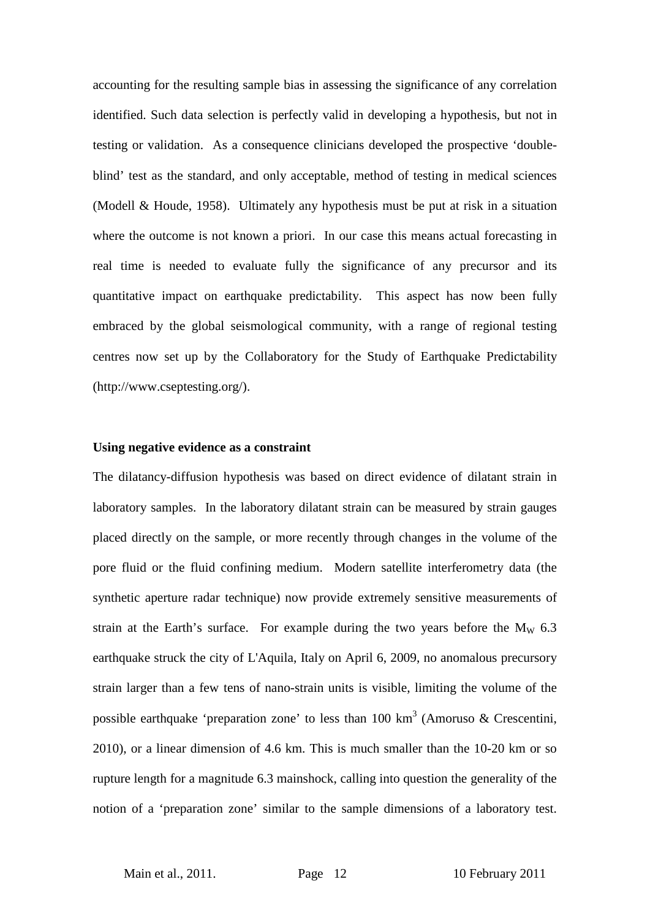accounting for the resulting sample bias in assessing the significance of any correlation identified. Such data selection is perfectly valid in developing a hypothesis, but not in testing or validation. As a consequence clinicians developed the prospective 'double-blind' test as the standard, and only acceptable, method of testing in medical sciences (Modell & Houde, 1958). Ultimately any hypothesis must be put at risk in a situation where the outcome is not known a priori. In our case this means actual forecasting in real time is needed to evaluate fully the significance of any precursor and its quantitative impact on earthquake predictability. This aspect has now been fully embraced by the global seismological community, with a range of regional testing centres now set up by the Collaboratory for the Study of Earthquake Predictability (http://www.cseptesting.org/).

**Using negative evidence as a constraint**

The dilatancy-diffusion hypothesis was based on direct evidence of dilatant strain in laboratory samples. In the laboratory dilatant strain can be measured by strain gauges placed directly on the sample, or more recently through changes in the volume of the pore fluid or the fluid confining medium. Modern satellite interferometry data (the synthetic aperture radar technique) now provide extremely sensitive measurements of strain at the Earth's surface. For example during the two years before the $M_W$ 6.3 earthquake struck the city of L'Aquila, Italy on April 6, 2009, no anomalous precursory strain larger than a few tens of nano-strain units is visible, limiting the volume of the possible earthquake 'preparation zone' to less than 100 $km^3$ (Amoruso & Crescentini, 2010), or a linear dimension of 4.6 km. This is much smaller than the 10-20 km or so rupture length for a magnitude 6.3 mainshock, calling into question the generality of the notion of a 'preparation zone' similar to the sample dimensions of a laboratory test.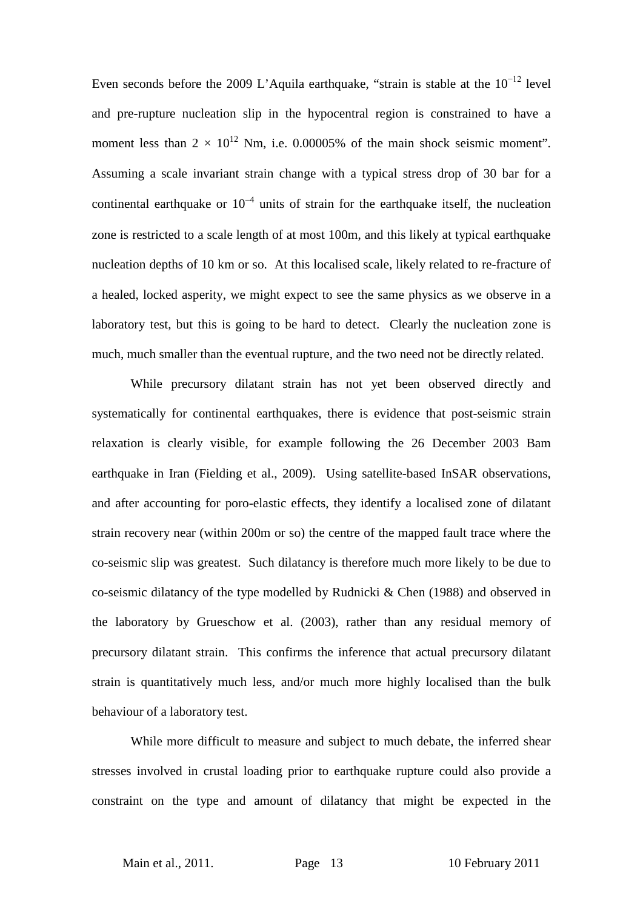Even seconds before the 2009 L'Aquila earthquake, "strain is stable at the $10^{-12}$ level and pre-rupture nucleation slip in the hypocentral region is constrained to have a moment less than $2 \times 10^{12}$ Nm, i.e. 0.00005% of the main shock seismic moment". Assuming a scale invariant strain change with a typical stress drop of 30 bar for a continental earthquake or $10^{-4}$ units of strain for the earthquake itself, the nucleation zone is restricted to a scale length of at most 100m, and this likely at typical earthquake nucleation depths of 10 km or so. At this localised scale, likely related to re-fracture of a healed, locked asperity, we might expect to see the same physics as we observe in a laboratory test, but this is going to be hard to detect. Clearly the nucleation zone is much, much smaller than the eventual rupture, and the two need not be directly related.

While precursory dilatant strain has not yet been observed directly and systematically for continental earthquakes, there is evidence that post-seismic strain relaxation is clearly visible, for example following the 26 December 2003 Bam earthquake in Iran (Fielding et al., 2009). Using satellite-based InSAR observations, and after accounting for poro-elastic effects, they identify a localised zone of dilatant strain recovery near (within 200m or so) the centre of the mapped fault trace where the co-seismic slip was greatest. Such dilatancy is therefore much more likely to be due to co-seismic dilatancy of the type modelled by Rudnicki & Chen (1988) and observed in the laboratory by Grueschow et al. (2003), rather than any residual memory of precursory dilatant strain. This confirms the inference that actual precursory dilatant strain is quantitatively much less, and/or much more highly localised than the bulk behaviour of a laboratory test.

While more difficult to measure and subject to much debate, the inferred shear stresses involved in crustal loading prior to earthquake rupture could also provide a constraint on the type and amount of dilatancy that might be expected in the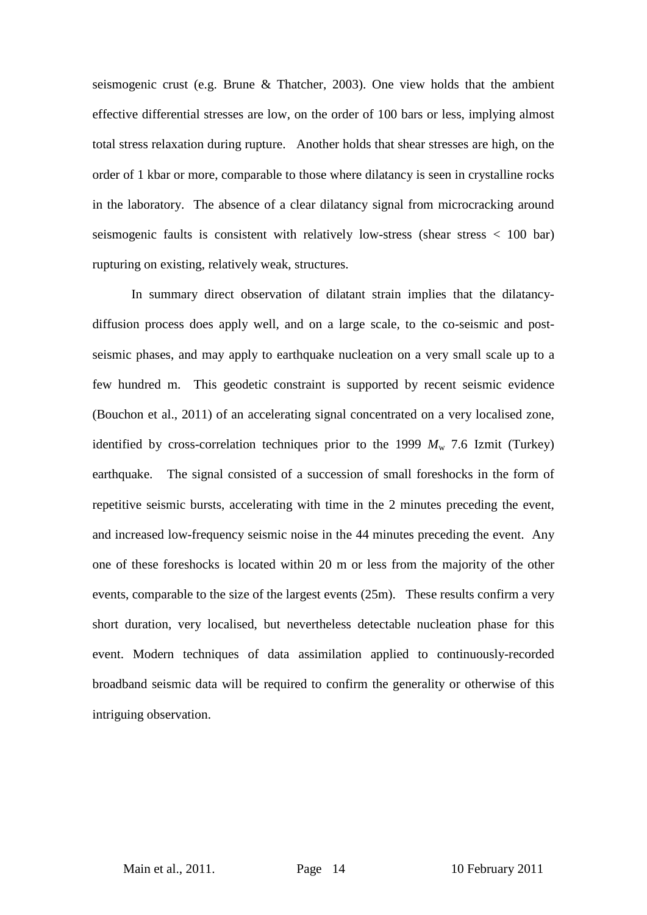seismogenic crust (e.g. Brune & Thatcher, 2003). One view holds that the ambient effective differential stresses are low, on the order of 100 bars or less, implying almost total stress relaxation during rupture. Another holds that shear stresses are high, on the order of 1 kbar or more, comparable to those where dilatancy is seen in crystalline rocks in the laboratory. The absence of a clear dilatancy signal from microcracking around seismogenic faults is consistent with relatively low-stress (shear stress < 100 bar) rupturing on existing, relatively weak, structures.

In summary direct observation of dilatant strain implies that the dilatancy-diffusion process does apply well, and on a large scale, to the co-seismic and post-seismic phases, and may apply to earthquake nucleation on a very small scale up to a few hundred m. This geodetic constraint is supported by recent seismic evidence (Bouchon et al., 2011) of an accelerating signal concentrated on a very localised zone, identified by cross-correlation techniques prior to the 1999 $M_w$ 7.6 Izmit (Turkey) earthquake. The signal consisted of a succession of small foreshocks in the form of repetitive seismic bursts, accelerating with time in the 2 minutes preceding the event, and increased low-frequency seismic noise in the 44 minutes preceding the event. Any one of these foreshocks is located within 20 m or less from the majority of the other events, comparable to the size of the largest events (25m). These results confirm a very short duration, very localised, but nevertheless detectable nucleation phase for this event. Modern techniques of data assimilation applied to continuously-recorded broadband seismic data will be required to confirm the generality or otherwise of this intriguing observation.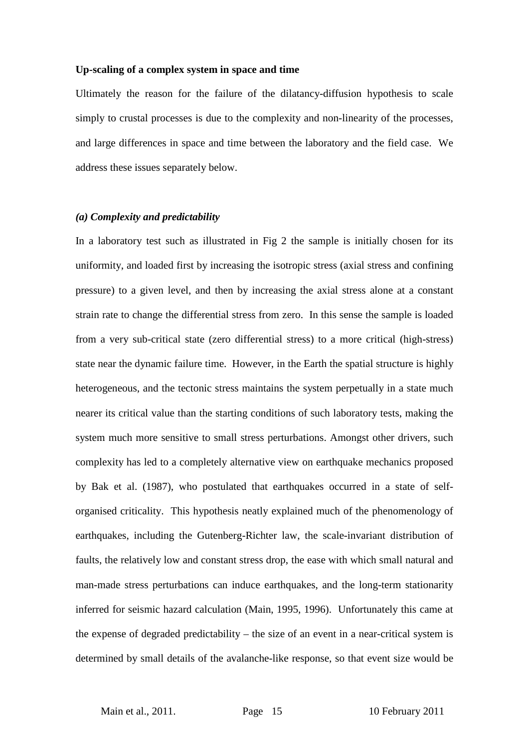**Up-scaling of a complex system in space and time**

Ultimately the reason for the failure of the dilatancy-diffusion hypothesis to scale simply to crustal processes is due to the complexity and non-linearity of the processes, and large differences in space and time between the laboratory and the field case. We address these issues separately below.

***(a) Complexity and predictability***

In a laboratory test such as illustrated in Fig 2 the sample is initially chosen for its uniformity, and loaded first by increasing the isotropic stress (axial stress and confining pressure) to a given level, and then by increasing the axial stress alone at a constant strain rate to change the differential stress from zero. In this sense the sample is loaded from a very sub-critical state (zero differential stress) to a more critical (high-stress) state near the dynamic failure time. However, in the Earth the spatial structure is highly heterogeneous, and the tectonic stress maintains the system perpetually in a state much nearer its critical value than the starting conditions of such laboratory tests, making the system much more sensitive to small stress perturbations. Amongst other drivers, such complexity has led to a completely alternative view on earthquake mechanics proposed by Bak et al. (1987), who postulated that earthquakes occurred in a state of self-organised criticality. This hypothesis neatly explained much of the phenomenology of earthquakes, including the Gutenberg-Richter law, the scale-invariant distribution of faults, the relatively low and constant stress drop, the ease with which small natural and man-made stress perturbations can induce earthquakes, and the long-term stationarity inferred for seismic hazard calculation (Main, 1995, 1996). Unfortunately this came at the expense of degraded predictability – the size of an event in a near-critical system is determined by small details of the avalanche-like response, so that event size would be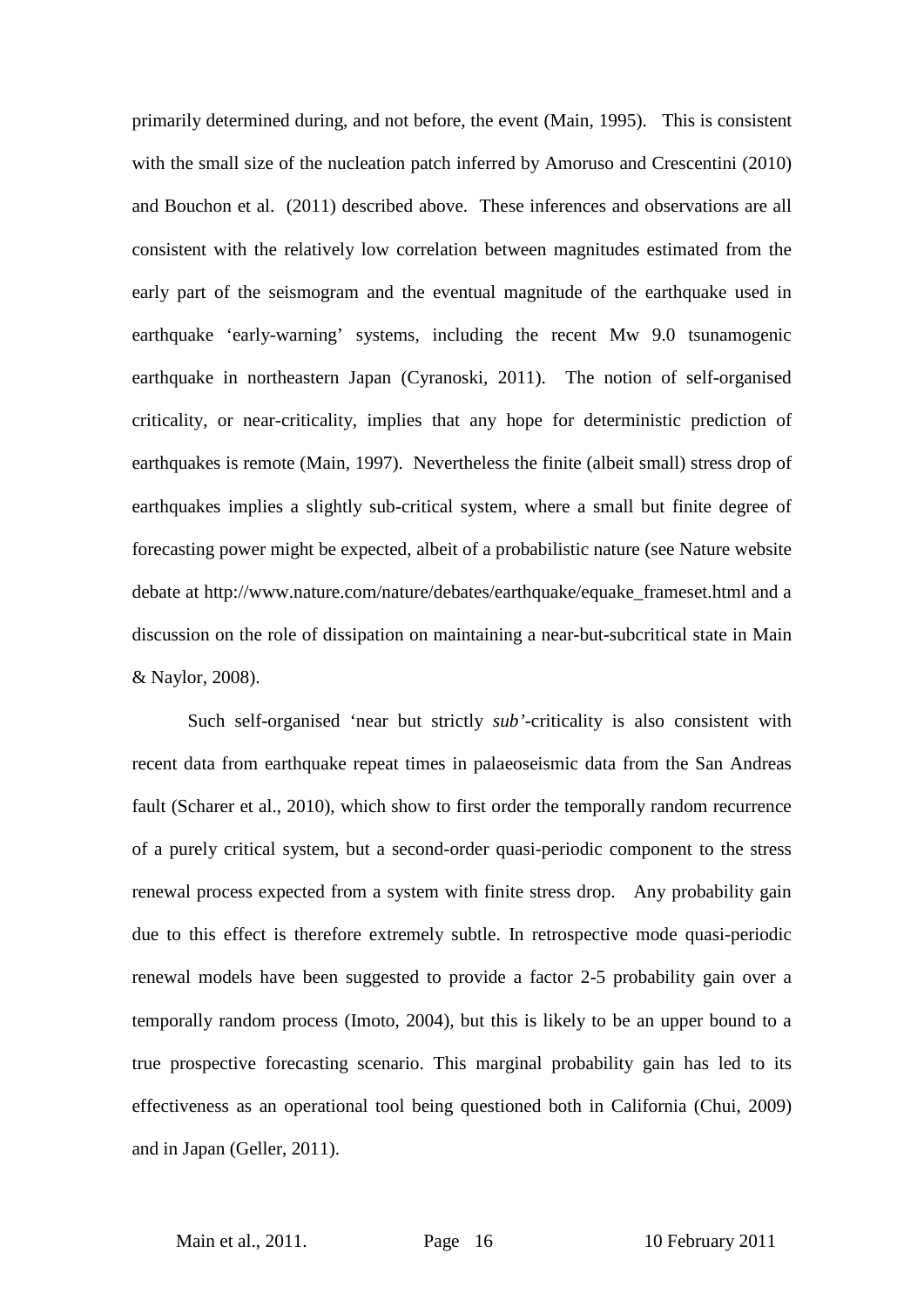primarily determined during, and not before, the event (Main, 1995). This is consistent with the small size of the nucleation patch inferred by Amoruso and Crescentini (2010) and Bouchon et al. (2011) described above. These inferences and observations are all consistent with the relatively low correlation between magnitudes estimated from the early part of the seismogram and the eventual magnitude of the earthquake used in earthquake 'early-warning' systems, including the recent Mw 9.0 tsunamogenic earthquake in northeastern Japan (Cyranoski, 2011). The notion of self-organised criticality, or near-criticality, implies that any hope for deterministic prediction of earthquakes is remote (Main, 1997). Nevertheless the finite (albeit small) stress drop of earthquakes implies a slightly sub-critical system, where a small but finite degree of forecasting power might be expected, albeit of a probabilistic nature (see Nature website debate at http://www.nature.com/nature/debates/earthquake/equake_frameset.html and a discussion on the role of dissipation on maintaining a near-but-subcritical state in Main & Naylor, 2008).

Such self-organised 'near but strictly *sub'*-criticality is also consistent with recent data from earthquake repeat times in palaeoseismic data from the San Andreas fault (Scharer et al., 2010), which show to first order the temporally random recurrence of a purely critical system, but a second-order quasi-periodic component to the stress renewal process expected from a system with finite stress drop. Any probability gain due to this effect is therefore extremely subtle. In retrospective mode quasi-periodic renewal models have been suggested to provide a factor 2-5 probability gain over a temporally random process (Imoto, 2004), but this is likely to be an upper bound to a true prospective forecasting scenario. This marginal probability gain has led to its effectiveness as an operational tool being questioned both in California (Chui, 2009) and in Japan (Geller, 2011).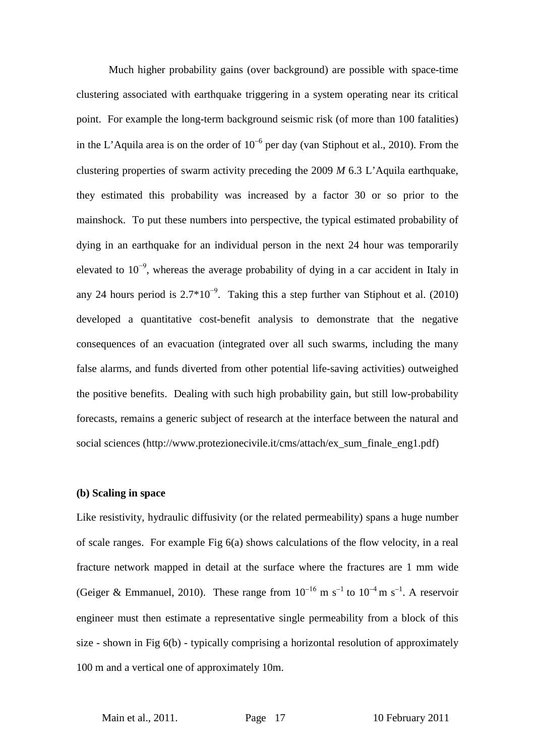Much higher probability gains (over background) are possible with space-time clustering associated with earthquake triggering in a system operating near its critical point. For example the long-term background seismic risk (of more than 100 fatalities) in the L'Aquila area is on the order of $10^{-6}$ per day (van Stiphout et al., 2010). From the clustering properties of swarm activity preceding the 2009 *M* 6.3 L'Aquila earthquake, they estimated this probability was increased by a factor 30 or so prior to the mainshock. To put these numbers into perspective, the typical estimated probability of dying in an earthquake for an individual person in the next 24 hour was temporarily elevated to $10^{-9}$, whereas the average probability of dying in a car accident in Italy in any 24 hours period is $2.7*10^{-9}$. Taking this a step further van Stiphout et al. (2010) developed a quantitative cost-benefit analysis to demonstrate that the negative consequences of an evacuation (integrated over all such swarms, including the many false alarms, and funds diverted from other potential life-saving activities) outweighed the positive benefits. Dealing with such high probability gain, but still low-probability forecasts, remains a generic subject of research at the interface between the natural and social sciences (http://www.protezionecivile.it/cms/attach/ex_sum_finale_eng1.pdf)

**(b) Scaling in space**

Like resistivity, hydraulic diffusivity (or the related permeability) spans a huge number of scale ranges. For example Fig 6(a) shows calculations of the flow velocity, in a real fracture network mapped in detail at the surface where the fractures are 1 mm wide (Geiger & Emmanuel, 2010). These range from $10^{-16}$ m s$^{-1}$ to $10^{-4}$ m s$^{-1}$. A reservoir engineer must then estimate a representative single permeability from a block of this size - shown in Fig 6(b) - typically comprising a horizontal resolution of approximately 100 m and a vertical one of approximately 10m.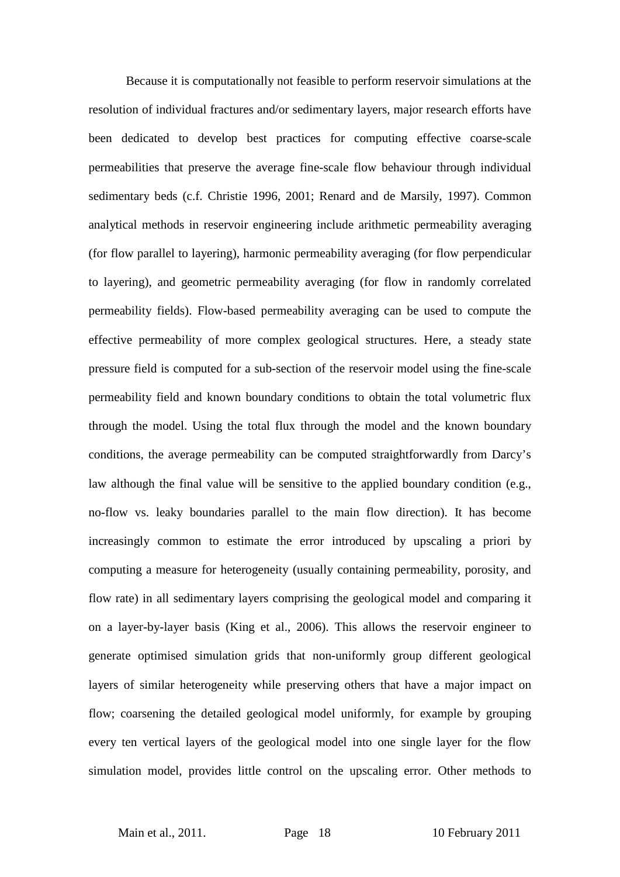Because it is computationally not feasible to perform reservoir simulations at the resolution of individual fractures and/or sedimentary layers, major research efforts have been dedicated to develop best practices for computing effective coarse-scale permeabilities that preserve the average fine-scale flow behaviour through individual sedimentary beds (c.f. Christie 1996, 2001; Renard and de Marsily, 1997). Common analytical methods in reservoir engineering include arithmetic permeability averaging (for flow parallel to layering), harmonic permeability averaging (for flow perpendicular to layering), and geometric permeability averaging (for flow in randomly correlated permeability fields). Flow-based permeability averaging can be used to compute the effective permeability of more complex geological structures. Here, a steady state pressure field is computed for a sub-section of the reservoir model using the fine-scale permeability field and known boundary conditions to obtain the total volumetric flux through the model. Using the total flux through the model and the known boundary conditions, the average permeability can be computed straightforwardly from Darcy's law although the final value will be sensitive to the applied boundary condition (e.g., no-flow vs. leaky boundaries parallel to the main flow direction). It has become increasingly common to estimate the error introduced by upscaling a priori by computing a measure for heterogeneity (usually containing permeability, porosity, and flow rate) in all sedimentary layers comprising the geological model and comparing it on a layer-by-layer basis (King et al., 2006). This allows the reservoir engineer to generate optimised simulation grids that non-uniformly group different geological layers of similar heterogeneity while preserving others that have a major impact on flow; coarsening the detailed geological model uniformly, for example by grouping every ten vertical layers of the geological model into one single layer for the flow simulation model, provides little control on the upscaling error. Other methods to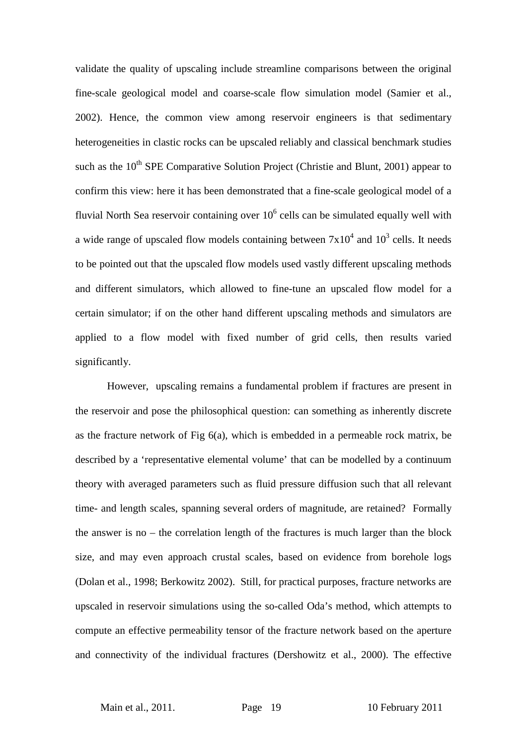validate the quality of upscaling include streamline comparisons between the original fine-scale geological model and coarse-scale flow simulation model (Samier et al., 2002). Hence, the common view among reservoir engineers is that sedimentary heterogeneities in clastic rocks can be upscaled reliably and classical benchmark studies such as the $10^{th}$ SPE Comparative Solution Project (Christie and Blunt, 2001) appear to confirm this view: here it has been demonstrated that a fine-scale geological model of a fluvial North Sea reservoir containing over $10^6$ cells can be simulated equally well with a wide range of upscaled flow models containing between $7x10^4$ and $10^3$ cells. It needs to be pointed out that the upscaled flow models used vastly different upscaling methods and different simulators, which allowed to fine-tune an upscaled flow model for a certain simulator; if on the other hand different upscaling methods and simulators are applied to a flow model with fixed number of grid cells, then results varied significantly.

However, upscaling remains a fundamental problem if fractures are present in the reservoir and pose the philosophical question: can something as inherently discrete as the fracture network of Fig 6(a), which is embedded in a permeable rock matrix, be described by a 'representative elemental volume' that can be modelled by a continuum theory with averaged parameters such as fluid pressure diffusion such that all relevant time- and length scales, spanning several orders of magnitude, are retained? Formally the answer is no – the correlation length of the fractures is much larger than the block size, and may even approach crustal scales, based on evidence from borehole logs (Dolan et al., 1998; Berkowitz 2002). Still, for practical purposes, fracture networks are upscaled in reservoir simulations using the so-called Oda's method, which attempts to compute an effective permeability tensor of the fracture network based on the aperture and connectivity of the individual fractures (Dershowitz et al., 2000). The effective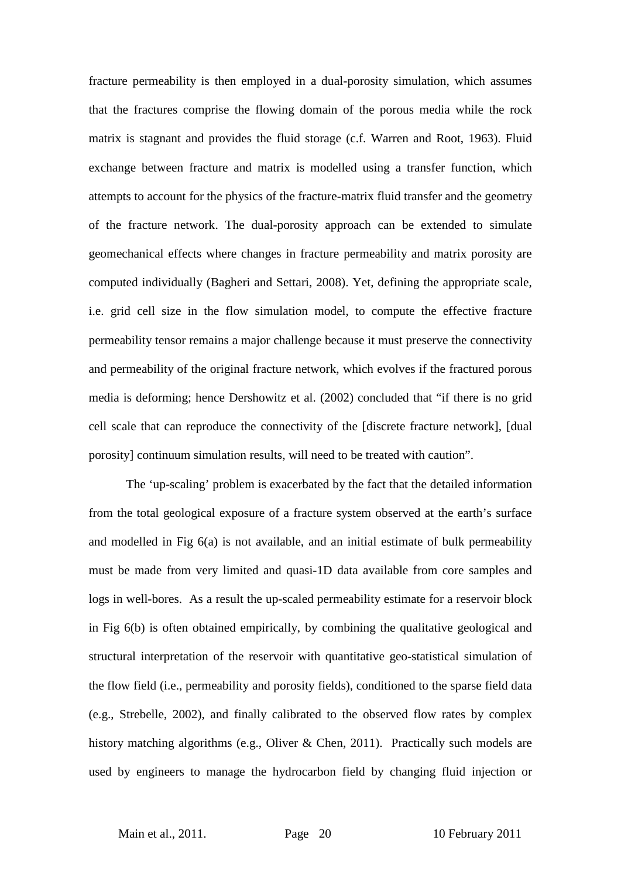fracture permeability is then employed in a dual-porosity simulation, which assumes that the fractures comprise the flowing domain of the porous media while the rock matrix is stagnant and provides the fluid storage (c.f. Warren and Root, 1963). Fluid exchange between fracture and matrix is modelled using a transfer function, which attempts to account for the physics of the fracture-matrix fluid transfer and the geometry of the fracture network. The dual-porosity approach can be extended to simulate geomechanical effects where changes in fracture permeability and matrix porosity are computed individually (Bagheri and Settari, 2008). Yet, defining the appropriate scale, i.e. grid cell size in the flow simulation model, to compute the effective fracture permeability tensor remains a major challenge because it must preserve the connectivity and permeability of the original fracture network, which evolves if the fractured porous media is deforming; hence Dershowitz et al. (2002) concluded that "if there is no grid cell scale that can reproduce the connectivity of the [discrete fracture network], [dual porosity] continuum simulation results, will need to be treated with caution".

The 'up-scaling' problem is exacerbated by the fact that the detailed information from the total geological exposure of a fracture system observed at the earth's surface and modelled in Fig 6(a) is not available, and an initial estimate of bulk permeability must be made from very limited and quasi-1D data available from core samples and logs in well-bores. As a result the up-scaled permeability estimate for a reservoir block in Fig 6(b) is often obtained empirically, by combining the qualitative geological and structural interpretation of the reservoir with quantitative geo-statistical simulation of the flow field (i.e., permeability and porosity fields), conditioned to the sparse field data (e.g., Strebelle, 2002), and finally calibrated to the observed flow rates by complex history matching algorithms (e.g., Oliver & Chen, 2011). Practically such models are used by engineers to manage the hydrocarbon field by changing fluid injection or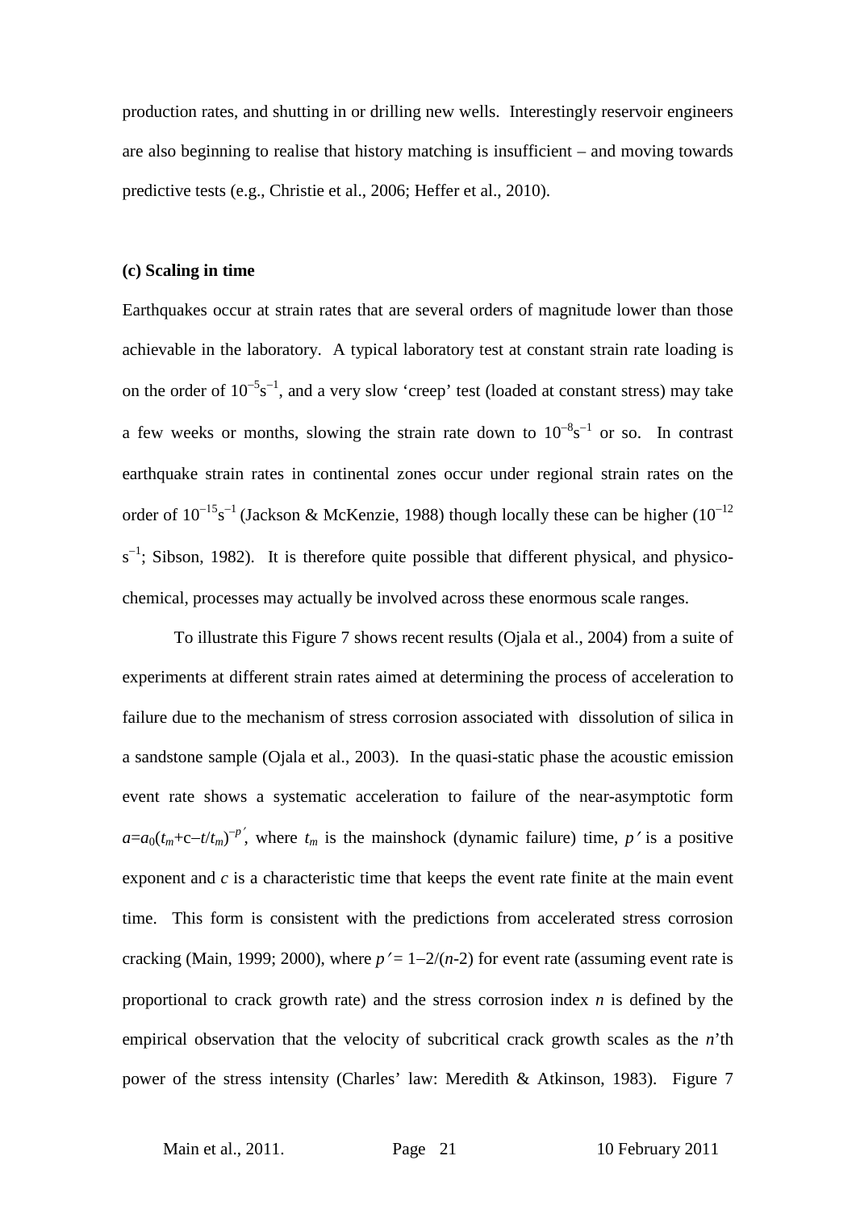production rates, and shutting in or drilling new wells. Interestingly reservoir engineers are also beginning to realise that history matching is insufficient – and moving towards predictive tests (e.g., Christie et al., 2006; Heffer et al., 2010).

**(c) Scaling in time**

Earthquakes occur at strain rates that are several orders of magnitude lower than those achievable in the laboratory. A typical laboratory test at constant strain rate loading is on the order of $10^{-5}\text{s}^{-1}$, and a very slow 'creep' test (loaded at constant stress) may take a few weeks or months, slowing the strain rate down to $10^{-8}\text{s}^{-1}$ or so. In contrast earthquake strain rates in continental zones occur under regional strain rates on the order of $10^{-15}\text{s}^{-1}$ (Jackson & McKenzie, 1988) though locally these can be higher ($10^{-12}$ $\text{s}^{-1}$; Sibson, 1982). It is therefore quite possible that different physical, and physico-chemical, processes may actually be involved across these enormous scale ranges.

To illustrate this Figure 7 shows recent results (Ojala et al., 2004) from a suite of experiments at different strain rates aimed at determining the process of acceleration to failure due to the mechanism of stress corrosion associated with dissolution of silica in a sandstone sample (Ojala et al., 2003). In the quasi-static phase the acoustic emission event rate shows a systematic acceleration to failure of the near-asymptotic form $a=a_0(t_m+\text{c}-t/t_m)^{-p'}$, where $t_m$ is the mainshock (dynamic failure) time, $p'$ is a positive exponent and $c$ is a characteristic time that keeps the event rate finite at the main event time. This form is consistent with the predictions from accelerated stress corrosion cracking (Main, 1999; 2000), where $p' = 1-2/(n\text{-}2)$ for event rate (assuming event rate is proportional to crack growth rate) and the stress corrosion index $n$ is defined by the empirical observation that the velocity of subcritical crack growth scales as the $n$'th power of the stress intensity (Charles' law: Meredith & Atkinson, 1983). Figure 7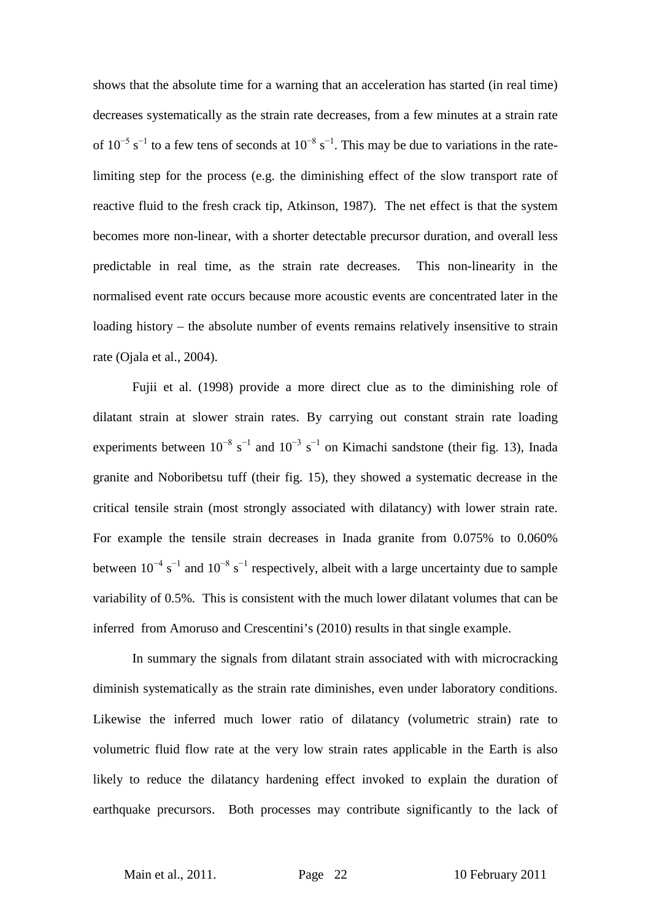shows that the absolute time for a warning that an acceleration has started (in real time) decreases systematically as the strain rate decreases, from a few minutes at a strain rate of $10^{-5}$ $s^{-1}$ to a few tens of seconds at $10^{-8}$ $s^{-1}$. This may be due to variations in the rate-limiting step for the process (e.g. the diminishing effect of the slow transport rate of reactive fluid to the fresh crack tip, Atkinson, 1987). The net effect is that the system becomes more non-linear, with a shorter detectable precursor duration, and overall less predictable in real time, as the strain rate decreases. This non-linearity in the normalised event rate occurs because more acoustic events are concentrated later in the loading history – the absolute number of events remains relatively insensitive to strain rate (Ojala et al., 2004).

Fujii et al. (1998) provide a more direct clue as to the diminishing role of dilatant strain at slower strain rates. By carrying out constant strain rate loading experiments between $10^{-8}$ $s^{-1}$ and $10^{-3}$ $s^{-1}$ on Kimachi sandstone (their fig. 13), Inada granite and Noboribetsu tuff (their fig. 15), they showed a systematic decrease in the critical tensile strain (most strongly associated with dilatancy) with lower strain rate. For example the tensile strain decreases in Inada granite from 0.075% to 0.060% between $10^{-4}$ $s^{-1}$ and $10^{-8}$ $s^{-1}$ respectively, albeit with a large uncertainty due to sample variability of 0.5%. This is consistent with the much lower dilatant volumes that can be inferred from Amoruso and Crescentini's (2010) results in that single example.

In summary the signals from dilatant strain associated with with microcracking diminish systematically as the strain rate diminishes, even under laboratory conditions. Likewise the inferred much lower ratio of dilatancy (volumetric strain) rate to volumetric fluid flow rate at the very low strain rates applicable in the Earth is also likely to reduce the dilatancy hardening effect invoked to explain the duration of earthquake precursors. Both processes may contribute significantly to the lack of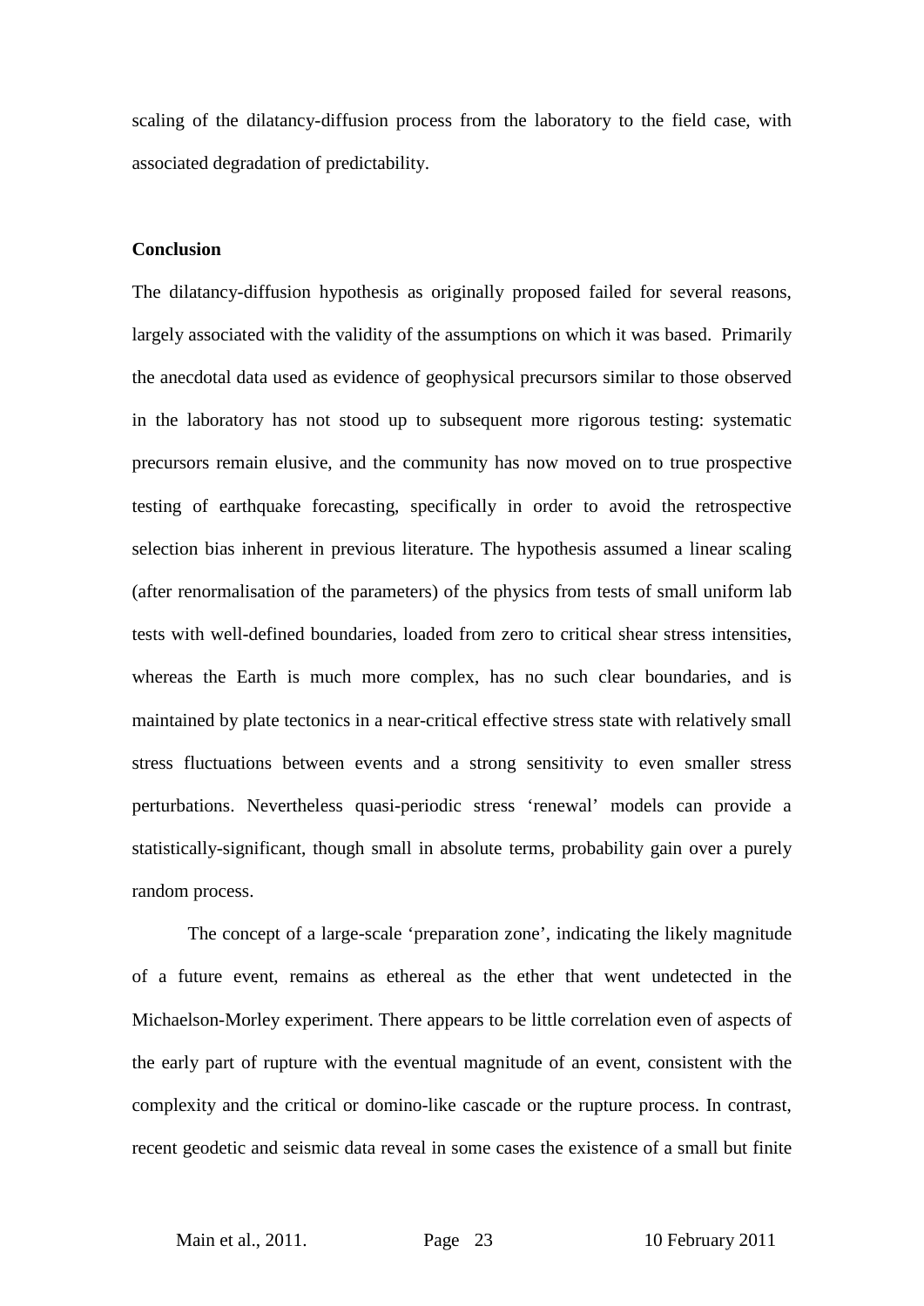scaling of the dilatancy-diffusion process from the laboratory to the field case, with associated degradation of predictability.

**Conclusion**

The dilatancy-diffusion hypothesis as originally proposed failed for several reasons, largely associated with the validity of the assumptions on which it was based. Primarily the anecdotal data used as evidence of geophysical precursors similar to those observed in the laboratory has not stood up to subsequent more rigorous testing: systematic precursors remain elusive, and the community has now moved on to true prospective testing of earthquake forecasting, specifically in order to avoid the retrospective selection bias inherent in previous literature. The hypothesis assumed a linear scaling (after renormalisation of the parameters) of the physics from tests of small uniform lab tests with well-defined boundaries, loaded from zero to critical shear stress intensities, whereas the Earth is much more complex, has no such clear boundaries, and is maintained by plate tectonics in a near-critical effective stress state with relatively small stress fluctuations between events and a strong sensitivity to even smaller stress perturbations. Nevertheless quasi-periodic stress 'renewal' models can provide a statistically-significant, though small in absolute terms, probability gain over a purely random process.

The concept of a large-scale 'preparation zone', indicating the likely magnitude of a future event, remains as ethereal as the ether that went undetected in the Michaelson-Morley experiment. There appears to be little correlation even of aspects of the early part of rupture with the eventual magnitude of an event, consistent with the complexity and the critical or domino-like cascade or the rupture process. In contrast, recent geodetic and seismic data reveal in some cases the existence of a small but finite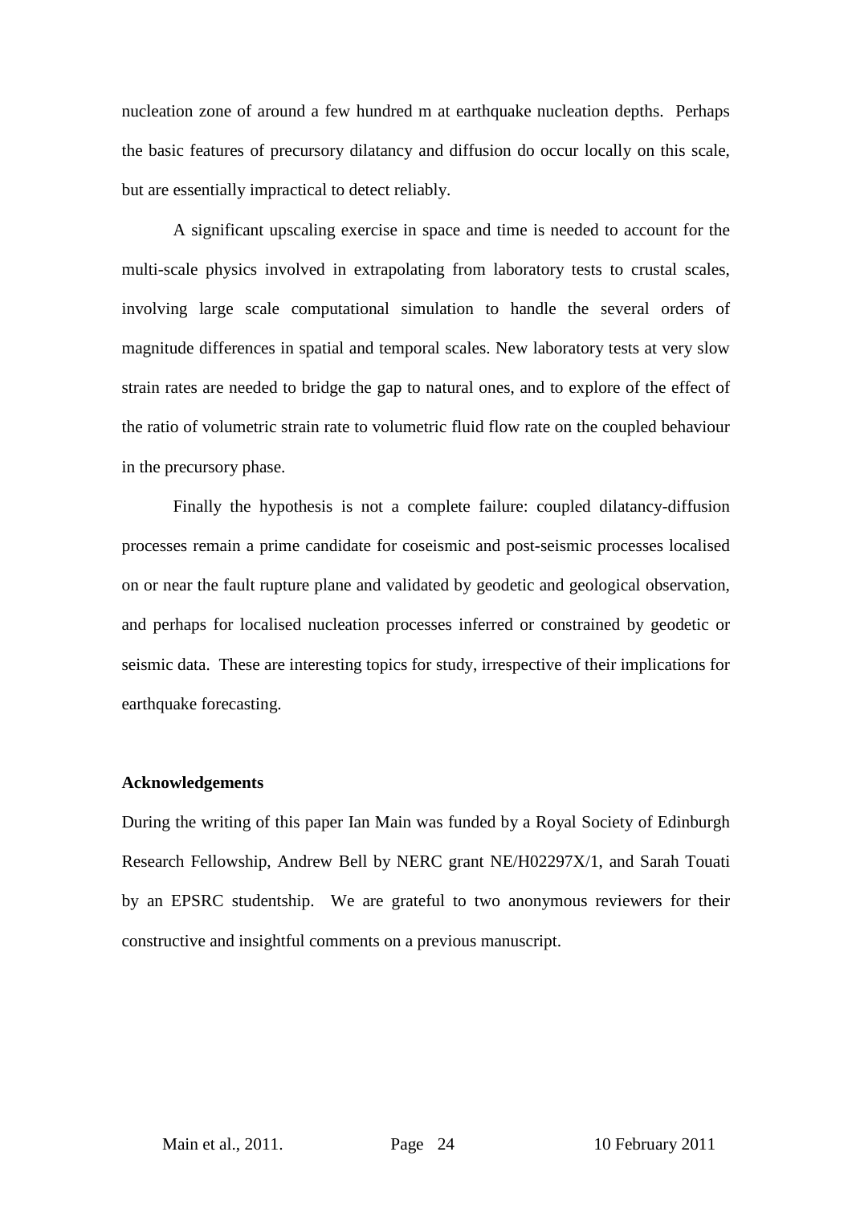nucleation zone of around a few hundred m at earthquake nucleation depths. Perhaps the basic features of precursory dilatancy and diffusion do occur locally on this scale, but are essentially impractical to detect reliably.

A significant upscaling exercise in space and time is needed to account for the multi-scale physics involved in extrapolating from laboratory tests to crustal scales, involving large scale computational simulation to handle the several orders of magnitude differences in spatial and temporal scales. New laboratory tests at very slow strain rates are needed to bridge the gap to natural ones, and to explore of the effect of the ratio of volumetric strain rate to volumetric fluid flow rate on the coupled behaviour in the precursory phase.

Finally the hypothesis is not a complete failure: coupled dilatancy-diffusion processes remain a prime candidate for coseismic and post-seismic processes localised on or near the fault rupture plane and validated by geodetic and geological observation, and perhaps for localised nucleation processes inferred or constrained by geodetic or seismic data. These are interesting topics for study, irrespective of their implications for earthquake forecasting.

**Acknowledgements**

During the writing of this paper Ian Main was funded by a Royal Society of Edinburgh Research Fellowship, Andrew Bell by NERC grant NE/H02297X/1, and Sarah Touati by an EPSRC studentship. We are grateful to two anonymous reviewers for their constructive and insightful comments on a previous manuscript.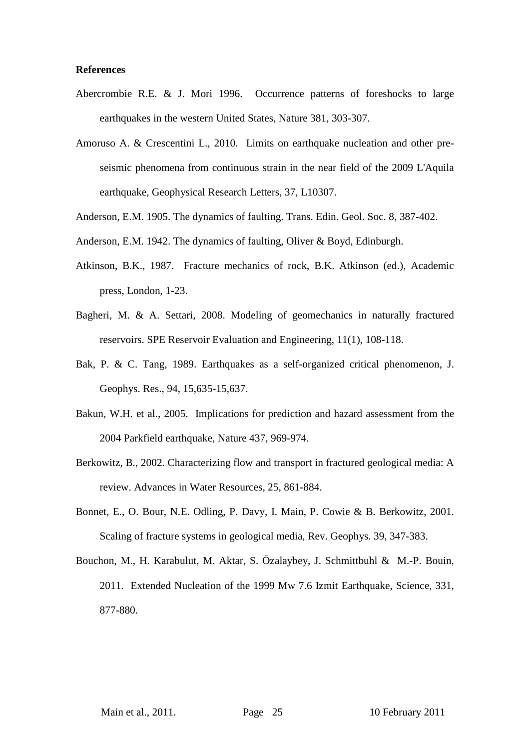**References**

Abercrombie R.E. & J. Mori 1996. Occurrence patterns of foreshocks to large earthquakes in the western United States, Nature 381, 303-307.

Amoruso A. & Crescentini L., 2010. Limits on earthquake nucleation and other pre-seismic phenomena from continuous strain in the near field of the 2009 L'Aquila earthquake, Geophysical Research Letters, 37, L10307.

Anderson, E.M. 1905. The dynamics of faulting. Trans. Edin. Geol. Soc. 8, 387-402.

Anderson, E.M. 1942. The dynamics of faulting, Oliver & Boyd, Edinburgh.

Atkinson, B.K., 1987. Fracture mechanics of rock, B.K. Atkinson (ed.), Academic press, London, 1-23.

Bagheri, M. & A. Settari, 2008. Modeling of geomechanics in naturally fractured reservoirs. SPE Reservoir Evaluation and Engineering, 11(1), 108-118.

Bak, P. & C. Tang, 1989. Earthquakes as a self-organized critical phenomenon, J. Geophys. Res., 94, 15,635-15,637.

Bakun, W.H. et al., 2005. Implications for prediction and hazard assessment from the 2004 Parkfield earthquake, Nature 437, 969-974.

Berkowitz, B., 2002. Characterizing flow and transport in fractured geological media: A review. Advances in Water Resources, 25, 861-884.

Bonnet, E., O. Bour, N.E. Odling, P. Davy, I. Main, P. Cowie & B. Berkowitz, 2001. Scaling of fracture systems in geological media, Rev. Geophys. 39, 347-383.

Bouchon, M., H. Karabulut, M. Aktar, S. Özalaybey, J. Schmittbuhl & M.-P. Bouin, 2011. Extended Nucleation of the 1999 Mw 7.6 Izmit Earthquake, Science, 331, 877-880.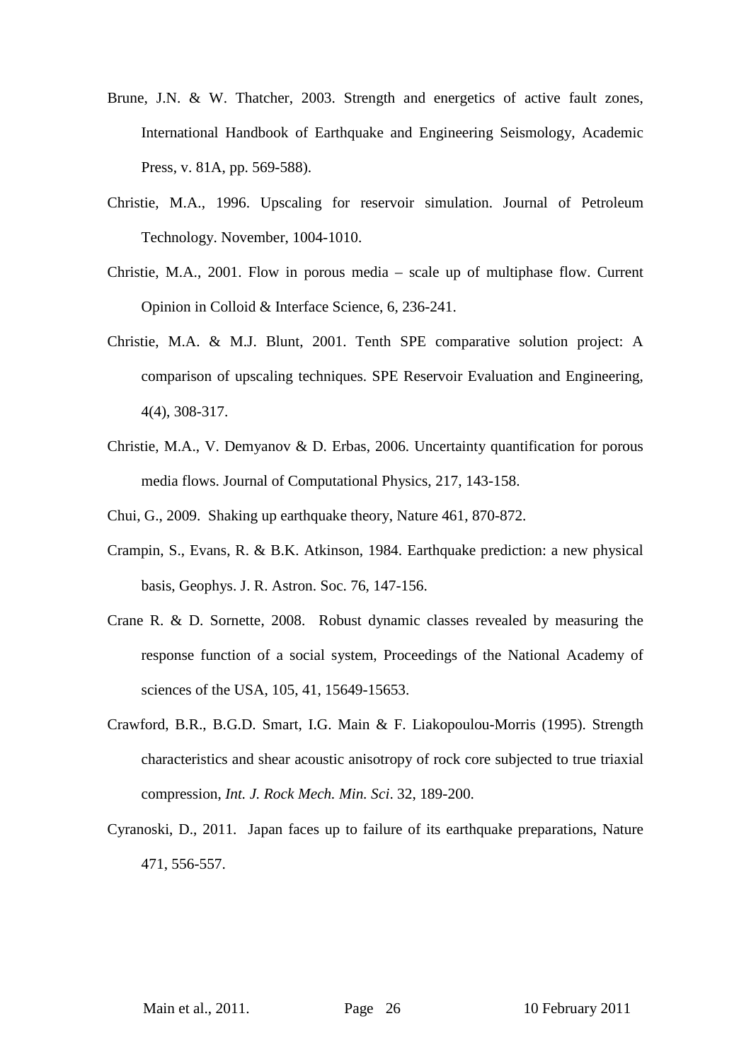Brune, J.N. & W. Thatcher, 2003. Strength and energetics of active fault zones, International Handbook of Earthquake and Engineering Seismology, Academic Press, v. 81A, pp. 569-588).

Christie, M.A., 1996. Upscaling for reservoir simulation. Journal of Petroleum Technology. November, 1004-1010.

Christie, M.A., 2001. Flow in porous media – scale up of multiphase flow. Current Opinion in Colloid & Interface Science, 6, 236-241.

Christie, M.A. & M.J. Blunt, 2001. Tenth SPE comparative solution project: A comparison of upscaling techniques. SPE Reservoir Evaluation and Engineering, 4(4), 308-317.

Christie, M.A., V. Demyanov & D. Erbas, 2006. Uncertainty quantification for porous media flows. Journal of Computational Physics, 217, 143-158.

Chui, G., 2009. Shaking up earthquake theory, Nature 461, 870-872.

Crampin, S., Evans, R. & B.K. Atkinson, 1984. Earthquake prediction: a new physical basis, Geophys. J. R. Astron. Soc. 76, 147-156.

Crane R. & D. Sornette, 2008. Robust dynamic classes revealed by measuring the response function of a social system, Proceedings of the National Academy of sciences of the USA, 105, 41, 15649-15653.

Crawford, B.R., B.G.D. Smart, I.G. Main & F. Liakopoulou-Morris (1995). Strength characteristics and shear acoustic anisotropy of rock core subjected to true triaxial compression, *Int. J. Rock Mech. Min. Sci*. 32, 189-200.

Cyranoski, D., 2011. Japan faces up to failure of its earthquake preparations, Nature 471, 556-557.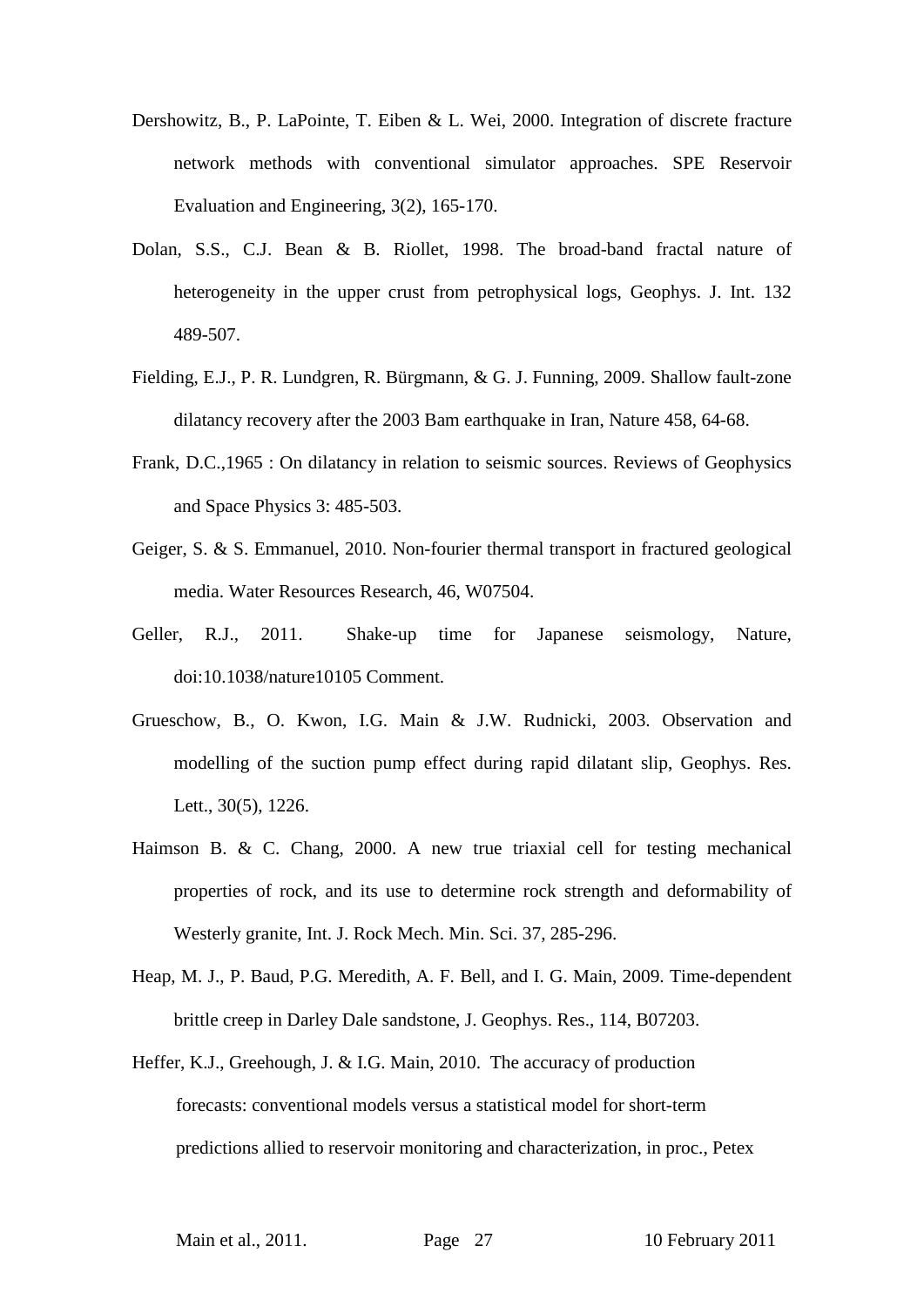Dershowitz, B., P. LaPointe, T. Eiben & L. Wei, 2000. Integration of discrete fracture network methods with conventional simulator approaches. SPE Reservoir Evaluation and Engineering, 3(2), 165-170.

Dolan, S.S., C.J. Bean & B. Riollet, 1998. The broad-band fractal nature of heterogeneity in the upper crust from petrophysical logs, Geophys. J. Int. 132 489-507.

Fielding, E.J., P. R. Lundgren, R. Bürgmann, & G. J. Funning, 2009. Shallow fault-zone dilatancy recovery after the 2003 Bam earthquake in Iran, Nature 458, 64-68.

Frank, D.C.,1965 : On dilatancy in relation to seismic sources. Reviews of Geophysics and Space Physics 3: 485-503.

Geiger, S. & S. Emmanuel, 2010. Non-fourier thermal transport in fractured geological media. Water Resources Research, 46, W07504.

Geller, R.J., 2011. Shake-up time for Japanese seismology, Nature, doi:10.1038/nature10105 Comment.

Grueschow, B., O. Kwon, I.G. Main & J.W. Rudnicki, 2003. Observation and modelling of the suction pump effect during rapid dilatant slip, Geophys. Res. Lett., 30(5), 1226.

Haimson B. & C. Chang, 2000. A new true triaxial cell for testing mechanical properties of rock, and its use to determine rock strength and deformability of Westerly granite, Int. J. Rock Mech. Min. Sci. 37, 285-296.

Heap, M. J., P. Baud, P.G. Meredith, A. F. Bell, and I. G. Main, 2009. Time-dependent brittle creep in Darley Dale sandstone, J. Geophys. Res., 114, B07203.

Heffer, K.J., Greehough, J. & I.G. Main, 2010. The accuracy of production forecasts: conventional models versus a statistical model for short-term predictions allied to reservoir monitoring and characterization, in proc., Petex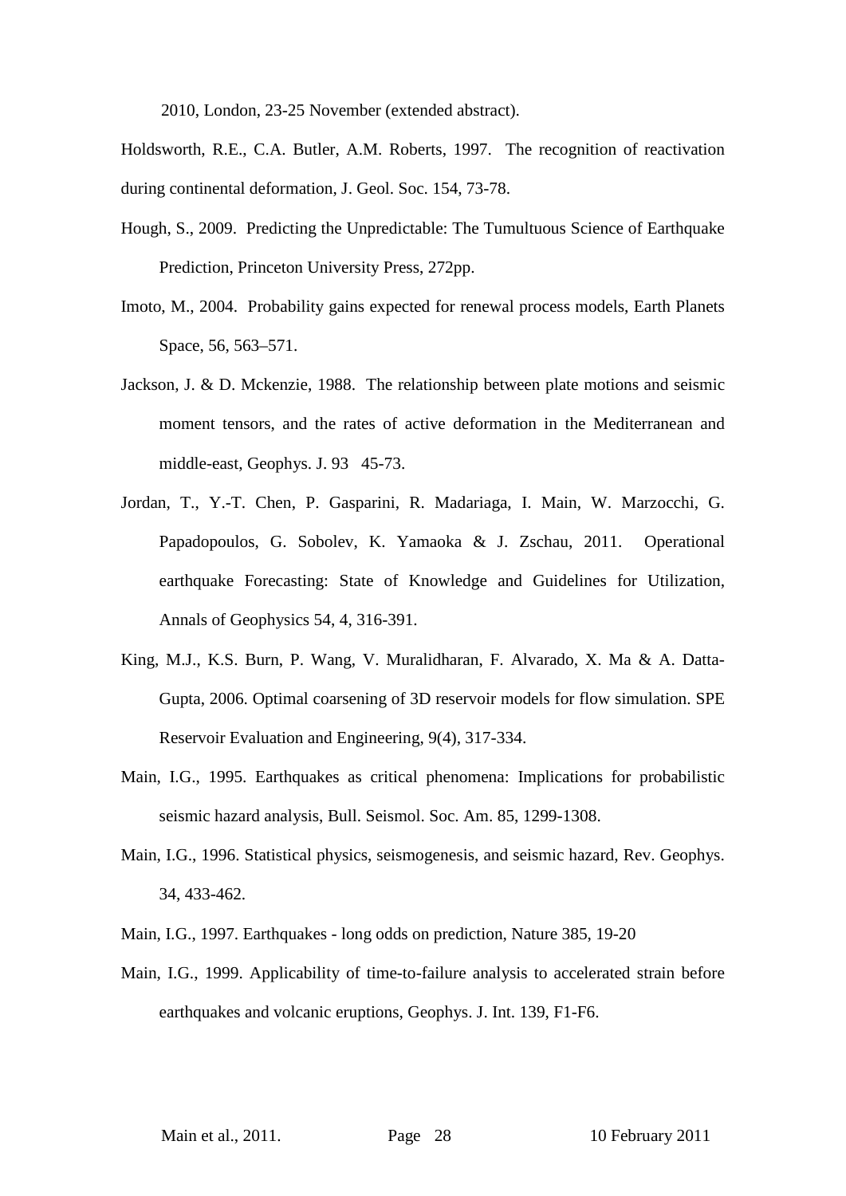2010, London, 23-25 November (extended abstract).

Holdsworth, R.E., C.A. Butler, A.M. Roberts, 1997. The recognition of reactivation during continental deformation, J. Geol. Soc. 154, 73-78.

Hough, S., 2009. Predicting the Unpredictable: The Tumultuous Science of Earthquake Prediction, Princeton University Press, 272pp.

Imoto, M., 2004. Probability gains expected for renewal process models, Earth Planets Space, 56, 563–571.

Jackson, J. & D. Mckenzie, 1988. The relationship between plate motions and seismic moment tensors, and the rates of active deformation in the Mediterranean and middle-east, Geophys. J. 93 45-73.

Jordan, T., Y.-T. Chen, P. Gasparini, R. Madariaga, I. Main, W. Marzocchi, G. Papadopoulos, G. Sobolev, K. Yamaoka & J. Zschau, 2011. Operational earthquake Forecasting: State of Knowledge and Guidelines for Utilization, Annals of Geophysics 54, 4, 316-391.

King, M.J., K.S. Burn, P. Wang, V. Muralidharan, F. Alvarado, X. Ma & A. Datta-Gupta, 2006. Optimal coarsening of 3D reservoir models for flow simulation. SPE Reservoir Evaluation and Engineering, 9(4), 317-334.

Main, I.G., 1995. Earthquakes as critical phenomena: Implications for probabilistic seismic hazard analysis, Bull. Seismol. Soc. Am. 85, 1299-1308.

Main, I.G., 1996. Statistical physics, seismogenesis, and seismic hazard, Rev. Geophys. 34, 433-462.

Main, I.G., 1997. Earthquakes - long odds on prediction, Nature 385, 19-20

Main, I.G., 1999. Applicability of time-to-failure analysis to accelerated strain before earthquakes and volcanic eruptions, Geophys. J. Int. 139, F1-F6.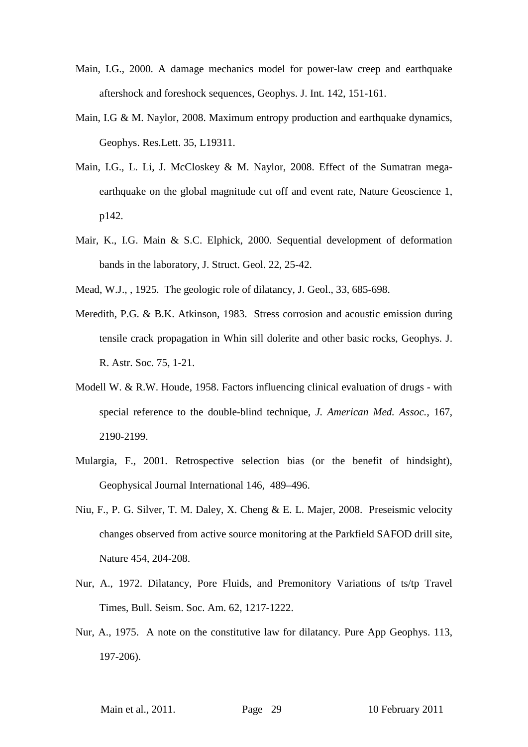Main, I.G., 2000. A damage mechanics model for power-law creep and earthquake aftershock and foreshock sequences, Geophys. J. Int. 142, 151-161.

Main, I.G & M. Naylor, 2008. Maximum entropy production and earthquake dynamics, Geophys. Res.Lett. 35, L19311.

Main, I.G., L. Li, J. McCloskey & M. Naylor, 2008. Effect of the Sumatran mega-earthquake on the global magnitude cut off and event rate, Nature Geoscience 1, p142.

Mair, K., I.G. Main & S.C. Elphick, 2000. Sequential development of deformation bands in the laboratory, J. Struct. Geol. 22, 25-42.

Mead, W.J., , 1925. The geologic role of dilatancy, J. Geol., 33, 685-698.

Meredith, P.G. & B.K. Atkinson, 1983. Stress corrosion and acoustic emission during tensile crack propagation in Whin sill dolerite and other basic rocks, Geophys. J. R. Astr. Soc. 75, 1-21.

Modell W. & R.W. Houde, 1958. Factors influencing clinical evaluation of drugs - with special reference to the double-blind technique, *J. American Med. Assoc.*, 167, 2190-2199.

Mulargia, F., 2001. Retrospective selection bias (or the benefit of hindsight), Geophysical Journal International 146, 489–496.

Niu, F., P. G. Silver, T. M. Daley, X. Cheng & E. L. Majer, 2008. Preseismic velocity changes observed from active source monitoring at the Parkfield SAFOD drill site, Nature 454, 204-208.

Nur, A., 1972. Dilatancy, Pore Fluids, and Premonitory Variations of ts/tp Travel Times, Bull. Seism. Soc. Am. 62, 1217-1222.

Nur, A., 1975. A note on the constitutive law for dilatancy. Pure App Geophys. 113, 197-206).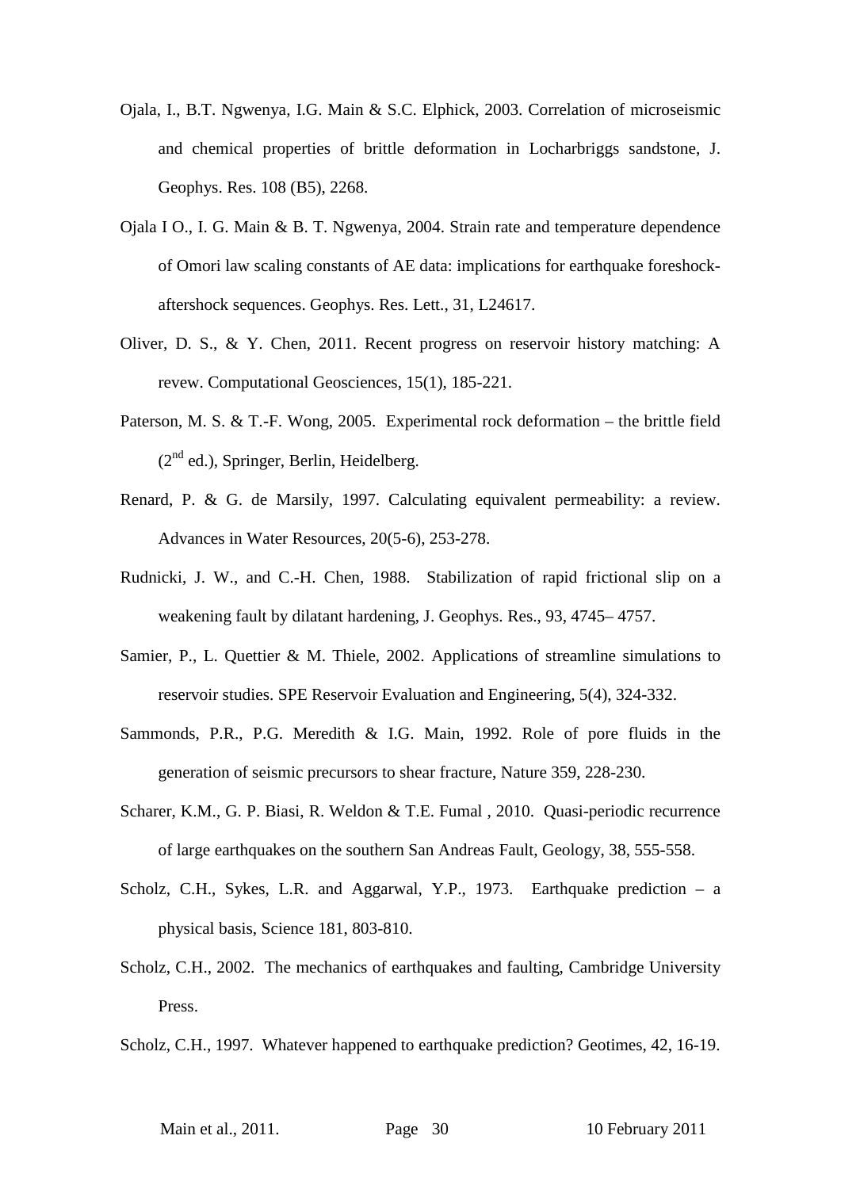Ojala, I., B.T. Ngwenya, I.G. Main & S.C. Elphick, 2003. Correlation of microseismic and chemical properties of brittle deformation in Locharbriggs sandstone, J. Geophys. Res. 108 (B5), 2268.

Ojala I O., I. G. Main & B. T. Ngwenya, 2004. Strain rate and temperature dependence of Omori law scaling constants of AE data: implications for earthquake foreshock-aftershock sequences. Geophys. Res. Lett., 31, L24617.

Oliver, D. S., & Y. Chen, 2011. Recent progress on reservoir history matching: A revew. Computational Geosciences, 15(1), 185-221.

Paterson, M. S. & T.-F. Wong, 2005. Experimental rock deformation – the brittle field (2nd ed.), Springer, Berlin, Heidelberg.

Renard, P. & G. de Marsily, 1997. Calculating equivalent permeability: a review. Advances in Water Resources, 20(5-6), 253-278.

Rudnicki, J. W., and C.-H. Chen, 1988. Stabilization of rapid frictional slip on a weakening fault by dilatant hardening, J. Geophys. Res., 93, 4745– 4757.

Samier, P., L. Quettier & M. Thiele, 2002. Applications of streamline simulations to reservoir studies. SPE Reservoir Evaluation and Engineering, 5(4), 324-332.

Sammonds, P.R., P.G. Meredith & I.G. Main, 1992. Role of pore fluids in the generation of seismic precursors to shear fracture, Nature 359, 228-230.

Scharer, K.M., G. P. Biasi, R. Weldon & T.E. Fumal , 2010. Quasi-periodic recurrence of large earthquakes on the southern San Andreas Fault, Geology, 38, 555-558.

Scholz, C.H., Sykes, L.R. and Aggarwal, Y.P., 1973. Earthquake prediction – a physical basis, Science 181, 803-810.

Scholz, C.H., 2002. The mechanics of earthquakes and faulting, Cambridge University Press.

Scholz, C.H., 1997. Whatever happened to earthquake prediction? Geotimes, 42, 16-19.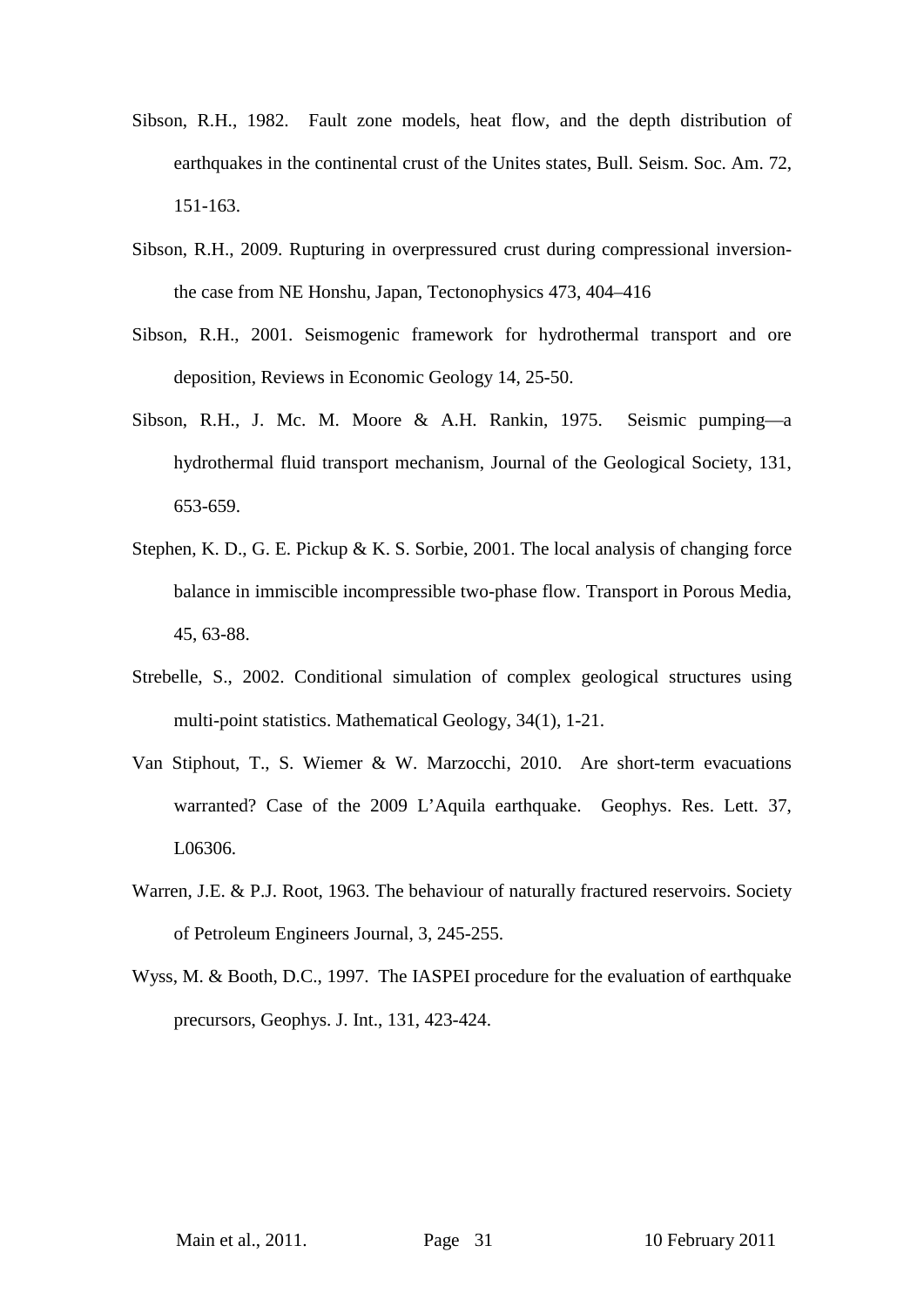Sibson, R.H., 1982. Fault zone models, heat flow, and the depth distribution of earthquakes in the continental crust of the Unites states, Bull. Seism. Soc. Am. 72, 151-163.

Sibson, R.H., 2009. Rupturing in overpressured crust during compressional inversion-the case from NE Honshu, Japan, Tectonophysics 473, 404–416

Sibson, R.H., 2001. Seismogenic framework for hydrothermal transport and ore deposition, Reviews in Economic Geology 14, 25-50.

Sibson, R.H., J. Mc. M. Moore & A.H. Rankin, 1975. Seismic pumping—a hydrothermal fluid transport mechanism, Journal of the Geological Society, 131, 653-659.

Stephen, K. D., G. E. Pickup & K. S. Sorbie, 2001. The local analysis of changing force balance in immiscible incompressible two-phase flow. Transport in Porous Media, 45, 63-88.

Strebelle, S., 2002. Conditional simulation of complex geological structures using multi-point statistics. Mathematical Geology, 34(1), 1-21.

Van Stiphout, T., S. Wiemer & W. Marzocchi, 2010. Are short-term evacuations warranted? Case of the 2009 L'Aquila earthquake. Geophys. Res. Lett. 37, L06306.

Warren, J.E. & P.J. Root, 1963. The behaviour of naturally fractured reservoirs. Society of Petroleum Engineers Journal, 3, 245-255.

Wyss, M. & Booth, D.C., 1997. The IASPEI procedure for the evaluation of earthquake precursors, Geophys. J. Int., 131, 423-424.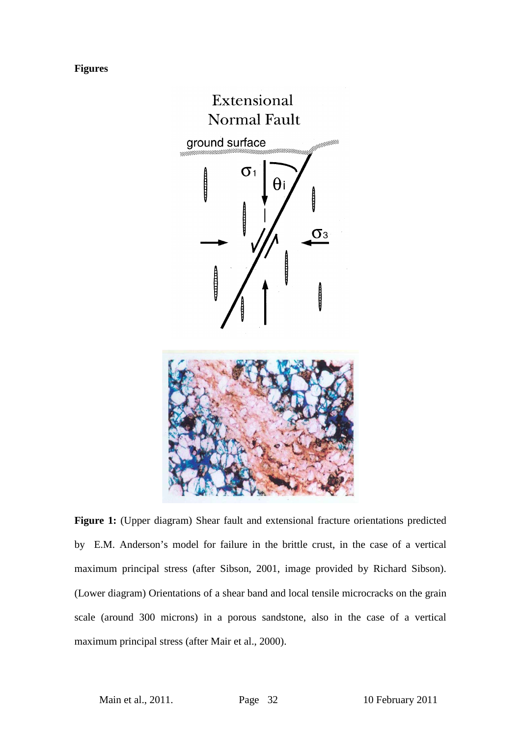**Figures**

**Figure 1:** (Upper diagram) Shear fault and extensional fracture orientations predicted by E.M. Anderson's model for failure in the brittle crust, in the case of a vertical maximum principal stress (after Sibson, 2001, image provided by Richard Sibson). (Lower diagram) Orientations of a shear band and local tensile microcracks on the grain scale (around 300 microns) in a porous sandstone, also in the case of a vertical maximum principal stress (after Mair et al., 2000).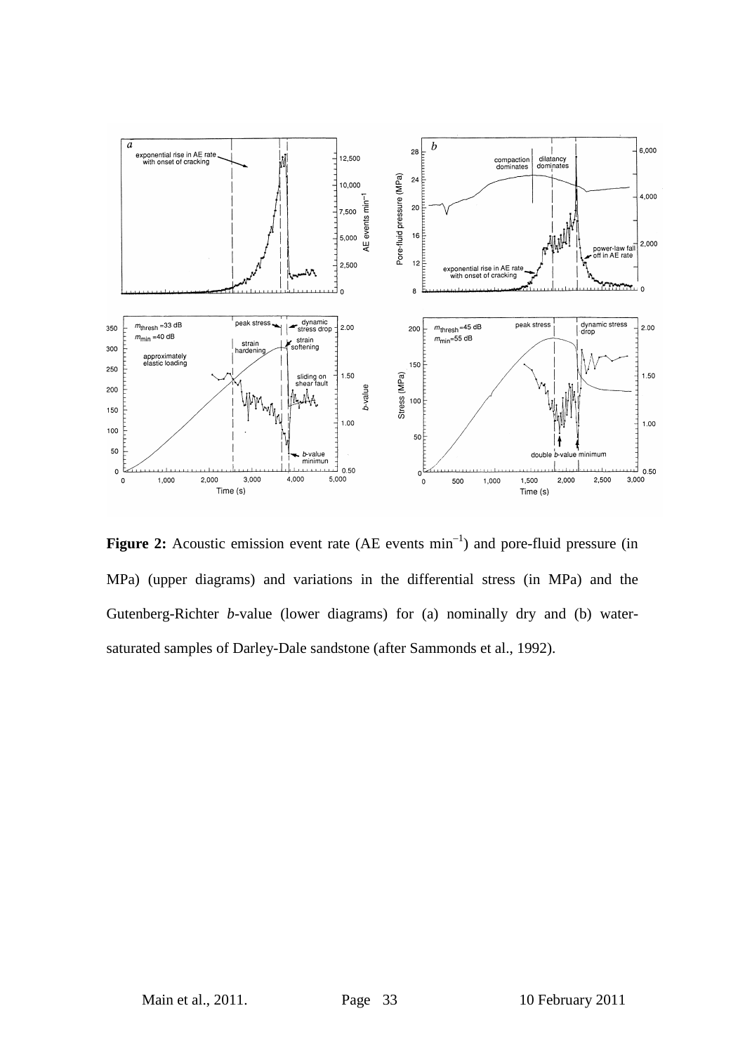**Figure 2:** Acoustic emission event rate (AE events $\text{min}^{-1}$) and pore-fluid pressure (in MPa) (upper diagrams) and variations in the differential stress (in MPa) and the Gutenberg-Richter *b*-value (lower diagrams) for (a) nominally dry and (b) water-saturated samples of Darley-Dale sandstone (after Sammonds et al., 1992).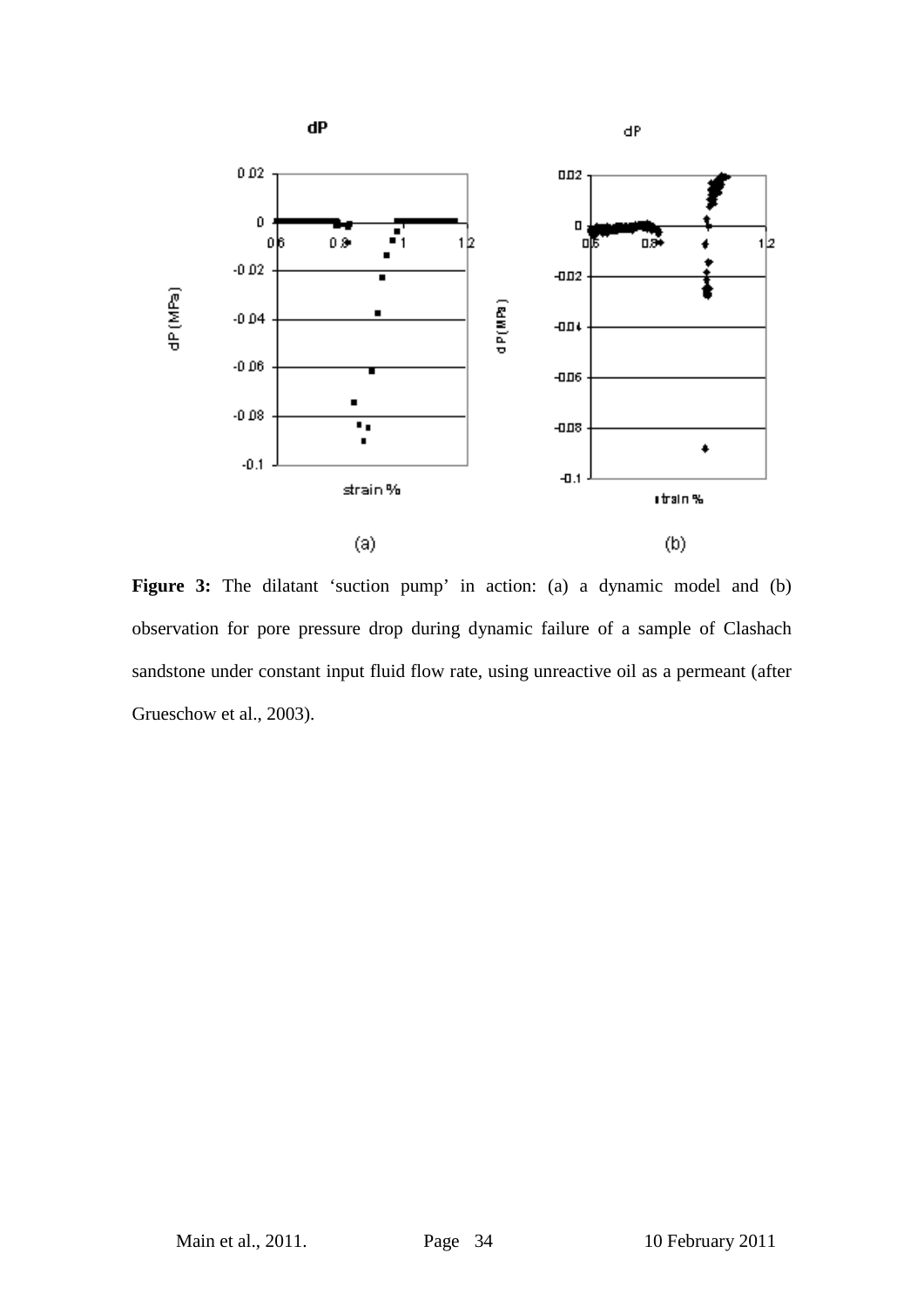**Figure 3:** The dilatant 'suction pump' in action: (a) a dynamic model and (b) observation for pore pressure drop during dynamic failure of a sample of Clashach sandstone under constant input fluid flow rate, using unreactive oil as a permeant (after Grueschow et al., 2003).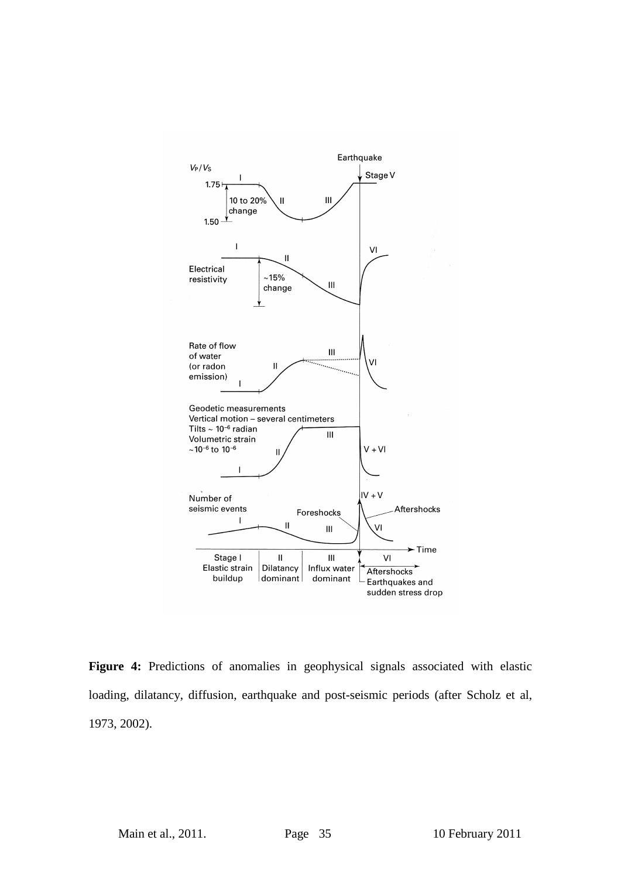**Figure 4:** Predictions of anomalies in geophysical signals associated with elastic loading, dilatancy, diffusion, earthquake and post-seismic periods (after Scholz et al, 1973, 2002).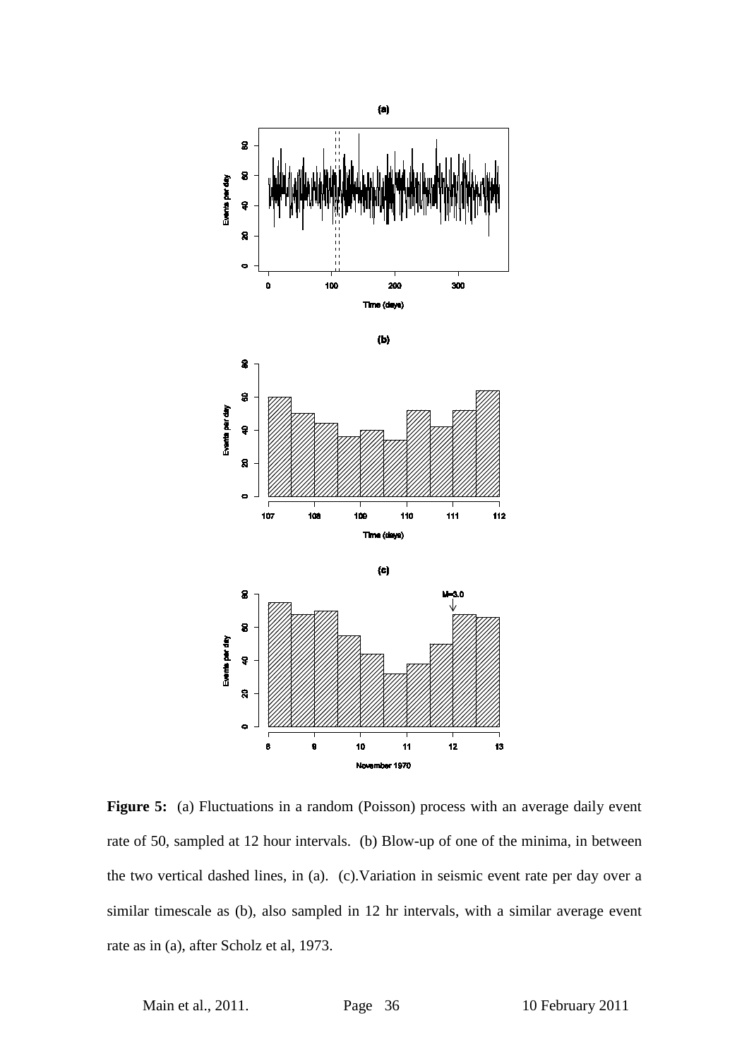**Figure 5:** (a) Fluctuations in a random (Poisson) process with an average daily event rate of 50, sampled at 12 hour intervals. (b) Blow-up of one of the minima, in between the two vertical dashed lines, in (a). (c).Variation in seismic event rate per day over a similar timescale as (b), also sampled in 12 hr intervals, with a similar average event rate as in (a), after Scholz et al, 1973.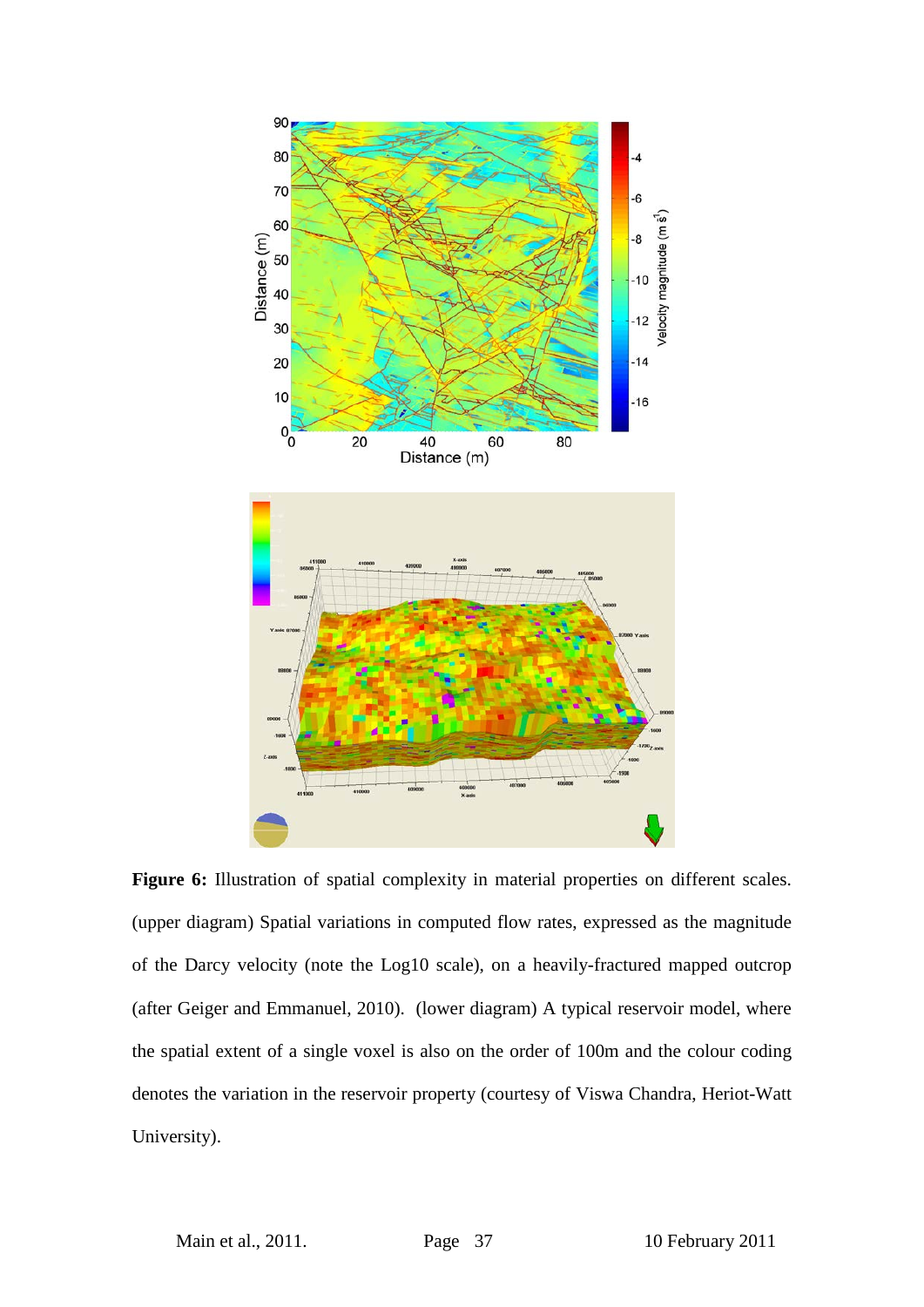**Figure 6:** Illustration of spatial complexity in material properties on different scales. (upper diagram) Spatial variations in computed flow rates, expressed as the magnitude of the Darcy velocity (note the Log10 scale), on a heavily-fractured mapped outcrop (after Geiger and Emmanuel, 2010). (lower diagram) A typical reservoir model, where the spatial extent of a single voxel is also on the order of 100m and the colour coding denotes the variation in the reservoir property (courtesy of Viswa Chandra, Heriot-Watt University).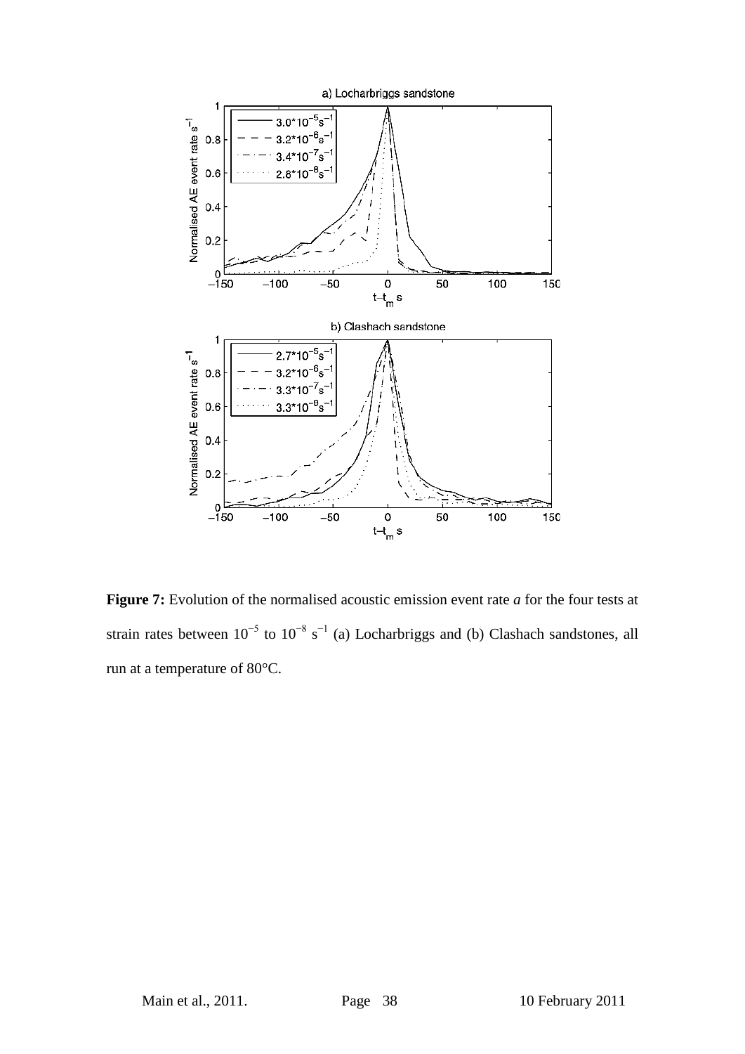a) Locharbriggs sandstone

Normalised AE event rate s$^{-1}$

$3.0*10^{-5}s^{-1}$
$3.2*10^{-6}s^{-1}$
$3.4*10^{-7}s^{-1}$
$2.8*10^{-8}s^{-1}$

0
0.2
0.4
0.6
0.8
1

−150 −100 −50 0 50 100 150

$t-t_m$ s

b) Clashach sandstone

Normalised AE event rate s$^{-1}$

$2.7*10^{-5}s^{-1}$
$3.2*10^{-6}s^{-1}$
$3.3*10^{-7}s^{-1}$
$3.3*10^{-8}s^{-1}$

0
0.2
0.4
0.6
0.8
1

−150 −100 −50 0 50 100 150

$t-t_m$ s

**Figure 7:** Evolution of the normalised acoustic emission event rate *a* for the four tests at strain rates between $10^{-5}$ to $10^{-8}$ s$^{-1}$ (a) Locharbriggs and (b) Clashach sandstones, all run at a temperature of 80°C.